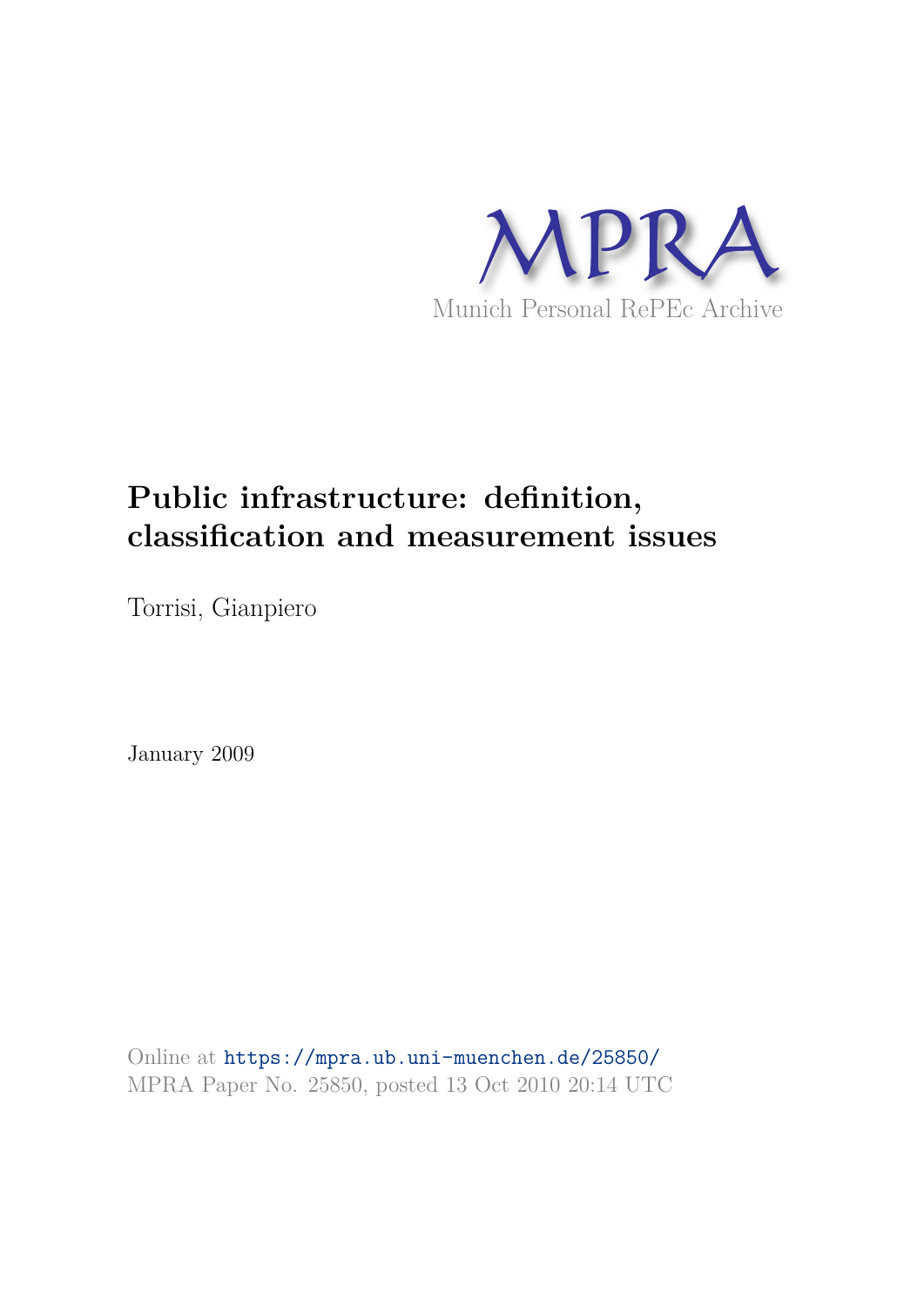MPRA

Munich Personal RePEc Archive

# Public infrastructure: definition, classification and measurement issues

Torrisi, Gianpiero

January 2009

Online at https://mpra.ub.uni-muenchen.de/25850/
MPRA Paper No. 25850, posted 13 Oct 2010 20:14 UTC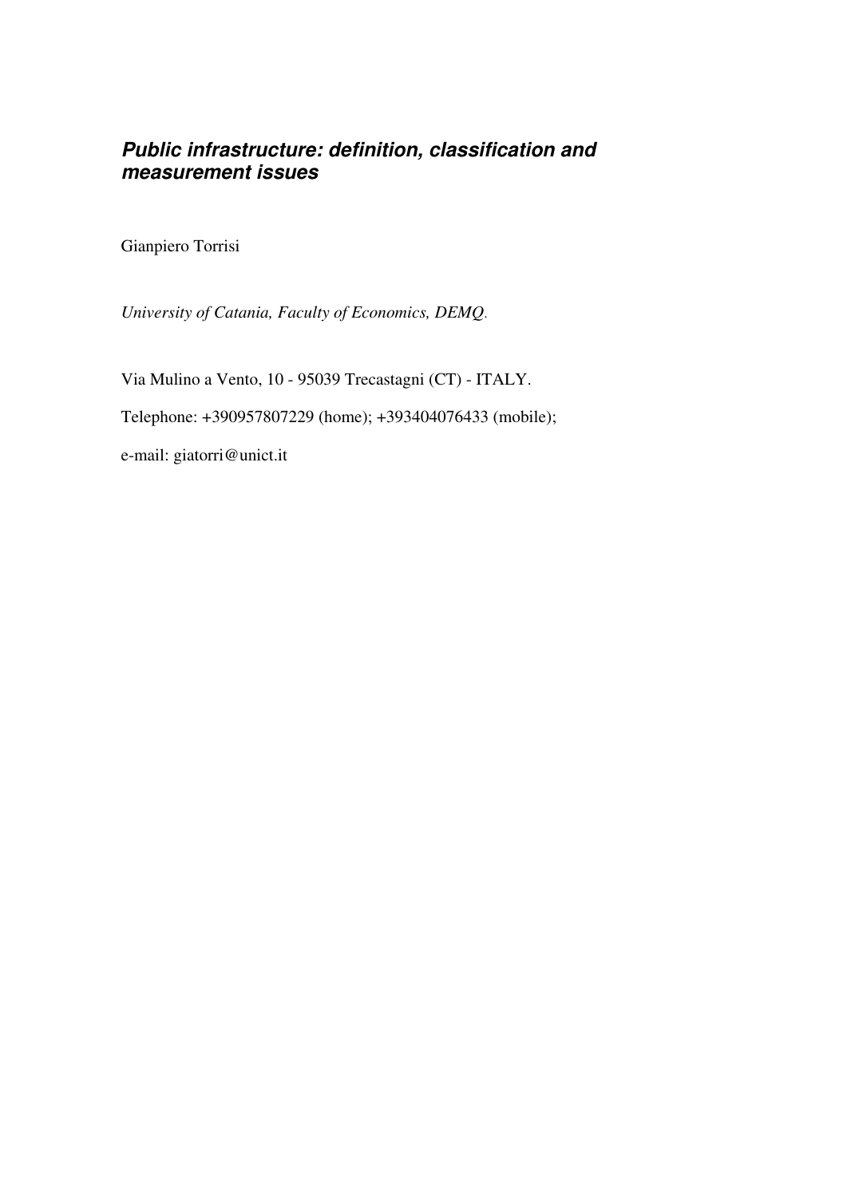# *Public infrastructure: definition, classification and measurement issues*

Gianpiero Torrisi

*University of Catania, Faculty of Economics, DEMQ.*

Via Mulino a Vento, 10 - 95039 Trecastagni (CT) - ITALY.

Telephone: +390957807229 (home); +393404076433 (mobile);

e-mail: giatorri@unict.it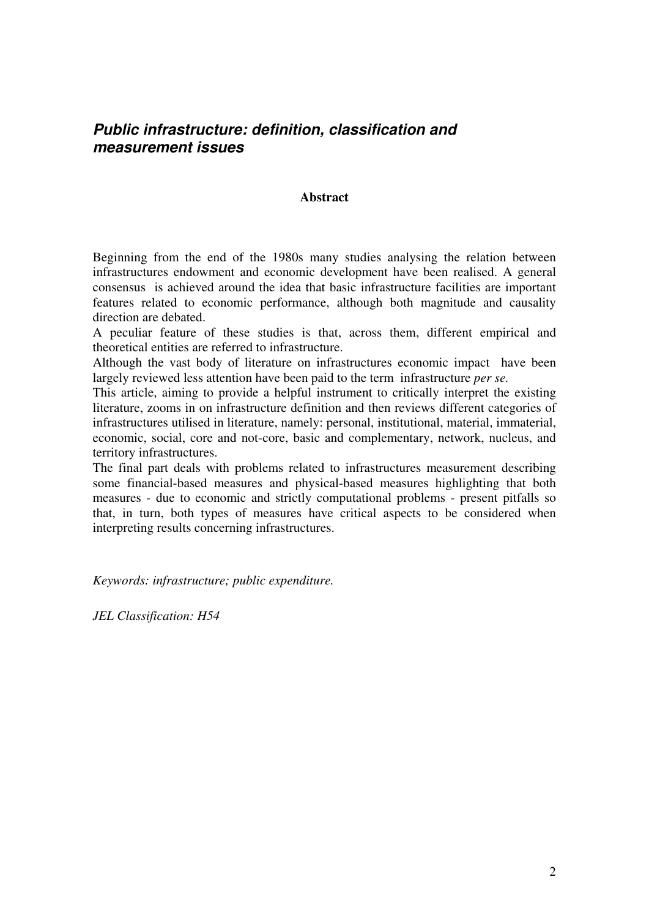## *Public infrastructure: definition, classification and measurement issues*

**Abstract**

Beginning from the end of the 1980s many studies analysing the relation between infrastructures endowment and economic development have been realised. A general consensus is achieved around the idea that basic infrastructure facilities are important features related to economic performance, although both magnitude and causality direction are debated.

A peculiar feature of these studies is that, across them, different empirical and theoretical entities are referred to infrastructure.

Although the vast body of literature on infrastructures economic impact have been largely reviewed less attention have been paid to the term infrastructure *per se.*

This article, aiming to provide a helpful instrument to critically interpret the existing literature, zooms in on infrastructure definition and then reviews different categories of infrastructures utilised in literature, namely: personal, institutional, material, immaterial, economic, social, core and not-core, basic and complementary, network, nucleus, and territory infrastructures.

The final part deals with problems related to infrastructures measurement describing some financial-based measures and physical-based measures highlighting that both measures - due to economic and strictly computational problems - present pitfalls so that, in turn, both types of measures have critical aspects to be considered when interpreting results concerning infrastructures.

*Keywords: infrastructure; public expenditure.*

*JEL Classification: H54*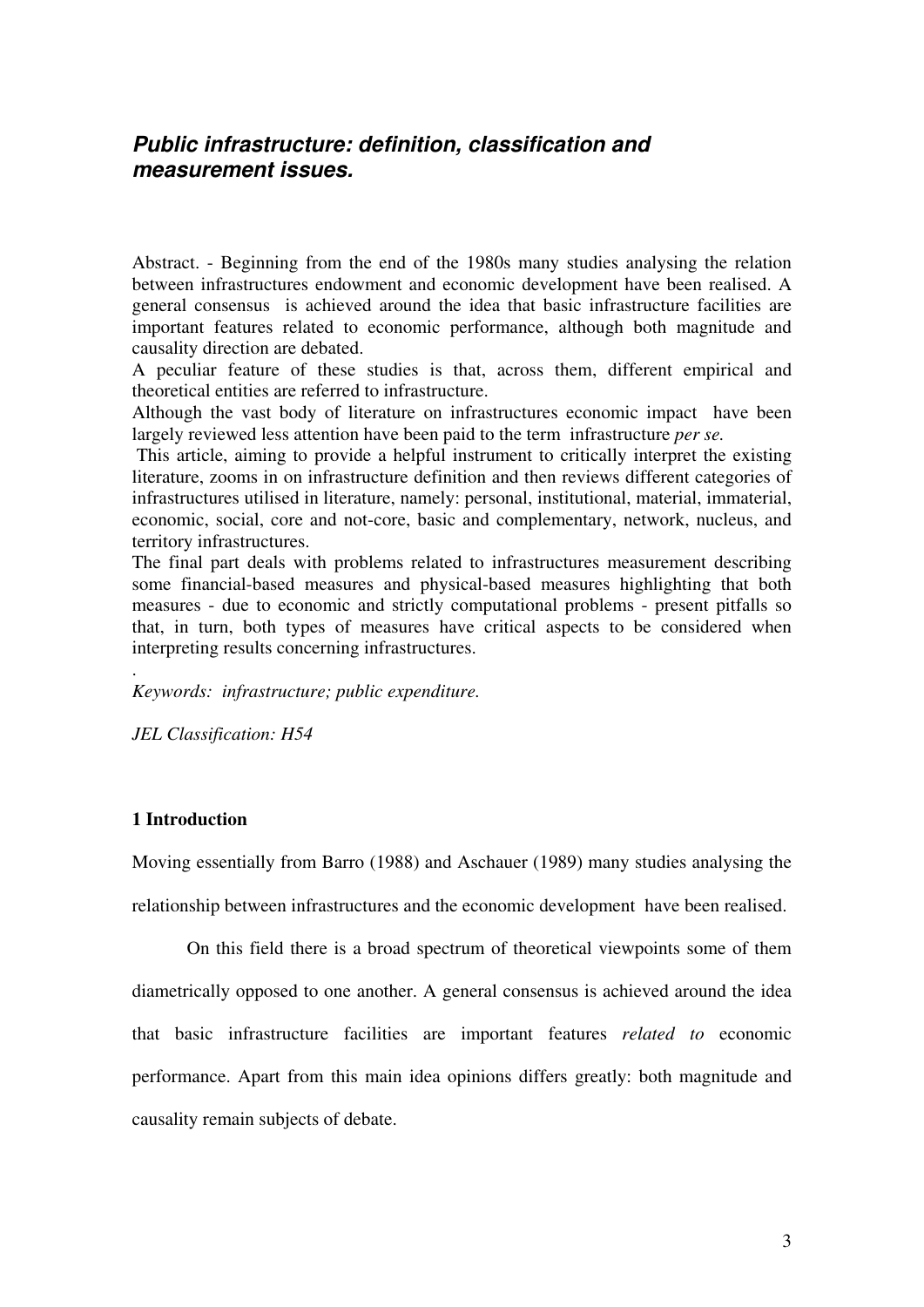## ***Public infrastructure: definition, classification and measurement issues.***

Abstract. - Beginning from the end of the 1980s many studies analysing the relation between infrastructures endowment and economic development have been realised. A general consensus is achieved around the idea that basic infrastructure facilities are important features related to economic performance, although both magnitude and causality direction are debated.

A peculiar feature of these studies is that, across them, different empirical and theoretical entities are referred to infrastructure.

Although the vast body of literature on infrastructures economic impact have been largely reviewed less attention have been paid to the term infrastructure *per se.*

This article, aiming to provide a helpful instrument to critically interpret the existing literature, zooms in on infrastructure definition and then reviews different categories of infrastructures utilised in literature, namely: personal, institutional, material, immaterial, economic, social, core and not-core, basic and complementary, network, nucleus, and territory infrastructures.

The final part deals with problems related to infrastructures measurement describing some financial-based measures and physical-based measures highlighting that both measures - due to economic and strictly computational problems - present pitfalls so that, in turn, both types of measures have critical aspects to be considered when interpreting results concerning infrastructures.

.

*Keywords: infrastructure; public expenditure.*

*JEL Classification: H54*

### **1 Introduction**

Moving essentially from Barro (1988) and Aschauer (1989) many studies analysing the relationship between infrastructures and the economic development have been realised.

On this field there is a broad spectrum of theoretical viewpoints some of them diametrically opposed to one another. A general consensus is achieved around the idea that basic infrastructure facilities are important features *related to* economic performance. Apart from this main idea opinions differs greatly: both magnitude and causality remain subjects of debate.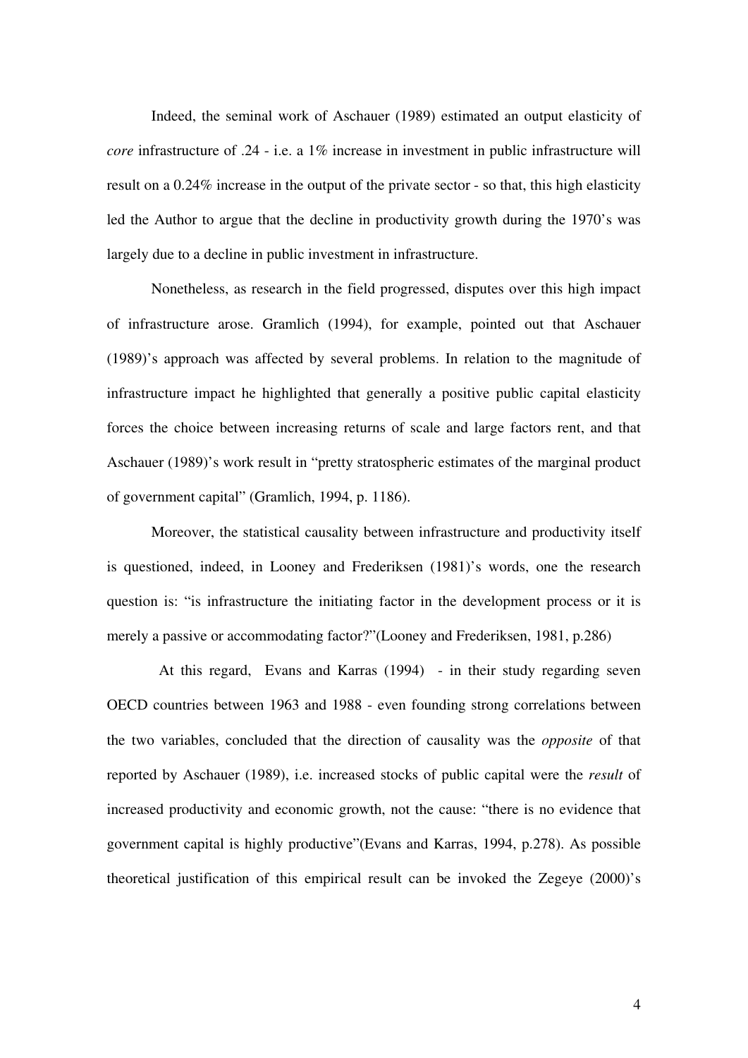Indeed, the seminal work of Aschauer (1989) estimated an output elasticity of *core* infrastructure of .24 - i.e. a 1% increase in investment in public infrastructure will result on a 0.24% increase in the output of the private sector - so that, this high elasticity led the Author to argue that the decline in productivity growth during the 1970's was largely due to a decline in public investment in infrastructure.

Nonetheless, as research in the field progressed, disputes over this high impact of infrastructure arose. Gramlich (1994), for example, pointed out that Aschauer (1989)'s approach was affected by several problems. In relation to the magnitude of infrastructure impact he highlighted that generally a positive public capital elasticity forces the choice between increasing returns of scale and large factors rent, and that Aschauer (1989)'s work result in "pretty stratospheric estimates of the marginal product of government capital" (Gramlich, 1994, p. 1186).

Moreover, the statistical causality between infrastructure and productivity itself is questioned, indeed, in Looney and Frederiksen (1981)'s words, one the research question is: "is infrastructure the initiating factor in the development process or it is merely a passive or accommodating factor?"(Looney and Frederiksen, 1981, p.286)

At this regard, Evans and Karras (1994) - in their study regarding seven OECD countries between 1963 and 1988 - even founding strong correlations between the two variables, concluded that the direction of causality was the *opposite* of that reported by Aschauer (1989), i.e. increased stocks of public capital were the *result* of increased productivity and economic growth, not the cause: "there is no evidence that government capital is highly productive"(Evans and Karras, 1994, p.278). As possible theoretical justification of this empirical result can be invoked the Zegeye (2000)'s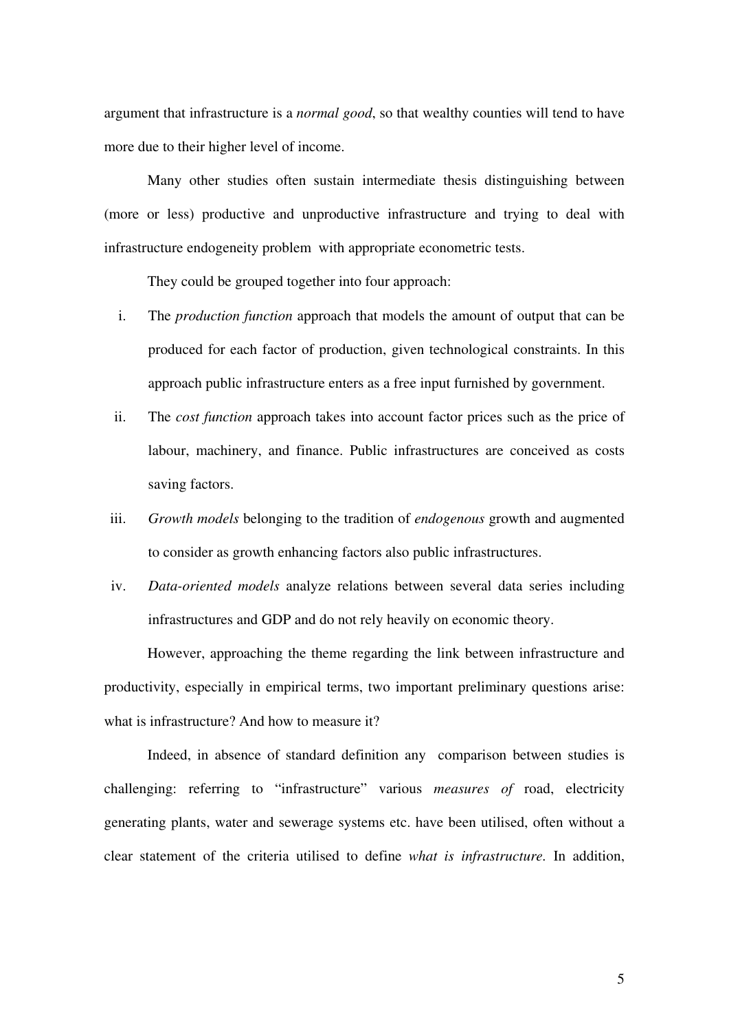argument that infrastructure is a *normal good*, so that wealthy counties will tend to have more due to their higher level of income.

Many other studies often sustain intermediate thesis distinguishing between (more or less) productive and unproductive infrastructure and trying to deal with infrastructure endogeneity problem with appropriate econometric tests.

They could be grouped together into four approach:

i. The *production function* approach that models the amount of output that can be produced for each factor of production, given technological constraints. In this approach public infrastructure enters as a free input furnished by government.

ii. The *cost function* approach takes into account factor prices such as the price of labour, machinery, and finance. Public infrastructures are conceived as costs saving factors.

iii. *Growth models* belonging to the tradition of *endogenous* growth and augmented to consider as growth enhancing factors also public infrastructures.

iv. *Data-oriented models* analyze relations between several data series including infrastructures and GDP and do not rely heavily on economic theory.

However, approaching the theme regarding the link between infrastructure and productivity, especially in empirical terms, two important preliminary questions arise: what is infrastructure? And how to measure it?

Indeed, in absence of standard definition any comparison between studies is challenging: referring to "infrastructure" various *measures of* road, electricity generating plants, water and sewerage systems etc. have been utilised, often without a clear statement of the criteria utilised to define *what is infrastructure.* In addition,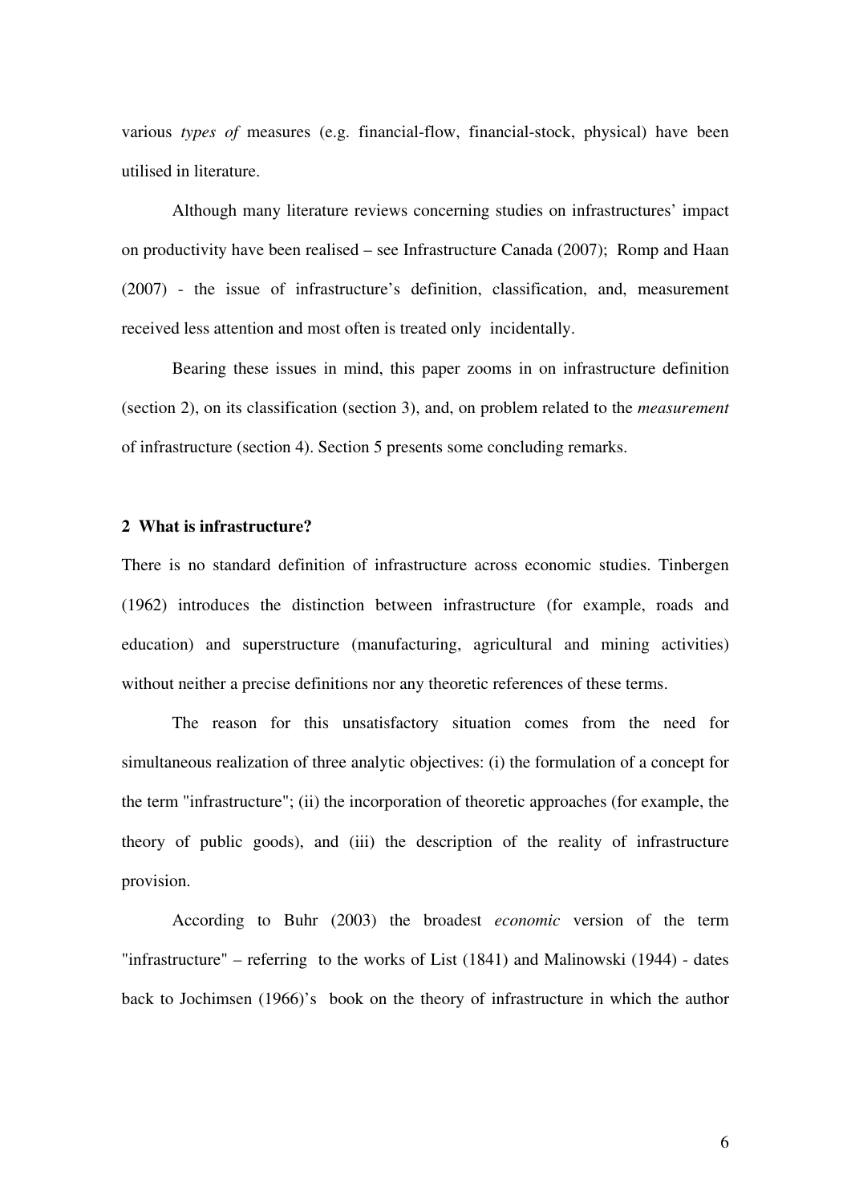various *types of* measures (e.g. financial-flow, financial-stock, physical) have been utilised in literature.

Although many literature reviews concerning studies on infrastructures' impact on productivity have been realised – see Infrastructure Canada (2007); Romp and Haan (2007) - the issue of infrastructure's definition, classification, and, measurement received less attention and most often is treated only incidentally.

Bearing these issues in mind, this paper zooms in on infrastructure definition (section 2), on its classification (section 3), and, on problem related to the *measurement* of infrastructure (section 4). Section 5 presents some concluding remarks.

## 2 What is infrastructure?

There is no standard definition of infrastructure across economic studies. Tinbergen (1962) introduces the distinction between infrastructure (for example, roads and education) and superstructure (manufacturing, agricultural and mining activities) without neither a precise definitions nor any theoretic references of these terms.

The reason for this unsatisfactory situation comes from the need for simultaneous realization of three analytic objectives: (i) the formulation of a concept for the term "infrastructure"; (ii) the incorporation of theoretic approaches (for example, the theory of public goods), and (iii) the description of the reality of infrastructure provision.

According to Buhr (2003) the broadest *economic* version of the term "infrastructure" – referring to the works of List (1841) and Malinowski (1944) - dates back to Jochimsen (1966)'s book on the theory of infrastructure in which the author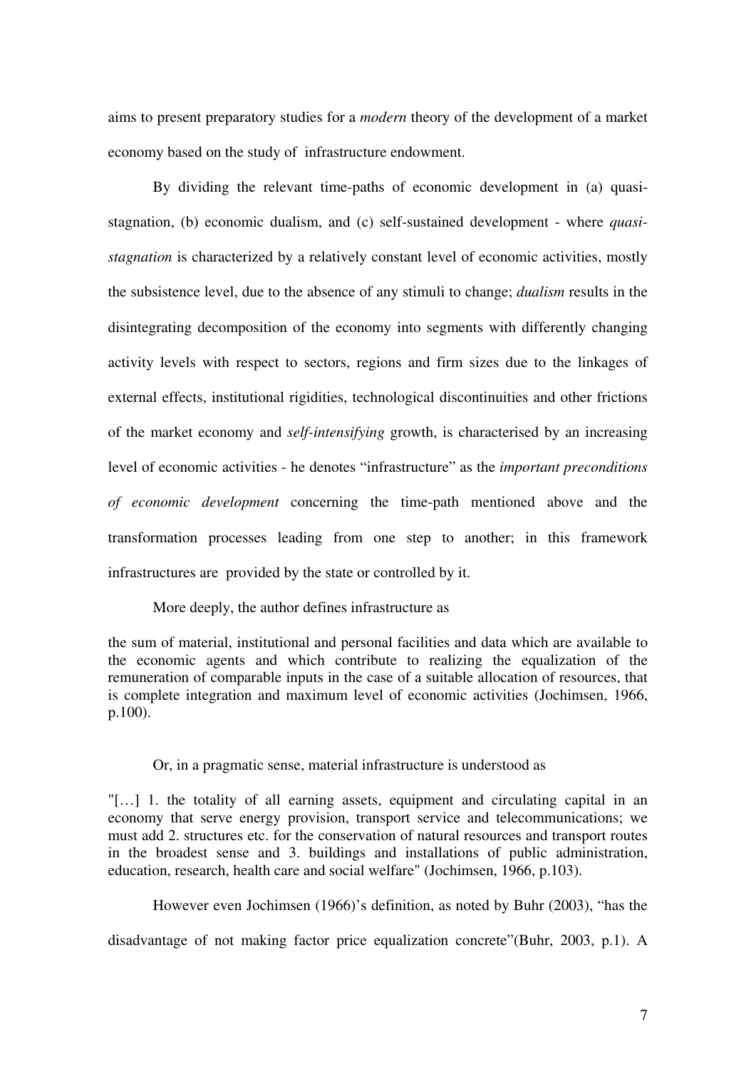aims to present preparatory studies for a *modern* theory of the development of a market economy based on the study of infrastructure endowment.

By dividing the relevant time-paths of economic development in (a) quasi-stagnation, (b) economic dualism, and (c) self-sustained development - where *quasi-stagnation* is characterized by a relatively constant level of economic activities, mostly the subsistence level, due to the absence of any stimuli to change; *dualism* results in the disintegrating decomposition of the economy into segments with differently changing activity levels with respect to sectors, regions and firm sizes due to the linkages of external effects, institutional rigidities, technological discontinuities and other frictions of the market economy and *self-intensifying* growth, is characterised by an increasing level of economic activities - he denotes "infrastructure" as the *important preconditions of economic development* concerning the time-path mentioned above and the transformation processes leading from one step to another; in this framework infrastructures are provided by the state or controlled by it.

More deeply, the author defines infrastructure as

> the sum of material, institutional and personal facilities and data which are available to the economic agents and which contribute to realizing the equalization of the remuneration of comparable inputs in the case of a suitable allocation of resources, that is complete integration and maximum level of economic activities (Jochimsen, 1966, p.100).

Or, in a pragmatic sense, material infrastructure is understood as

> "[…] 1. the totality of all earning assets, equipment and circulating capital in an economy that serve energy provision, transport service and telecommunications; we must add 2. structures etc. for the conservation of natural resources and transport routes in the broadest sense and 3. buildings and installations of public administration, education, research, health care and social welfare" (Jochimsen, 1966, p.103).

However even Jochimsen (1966)'s definition, as noted by Buhr (2003), "has the disadvantage of not making factor price equalization concrete"(Buhr, 2003, p.1). A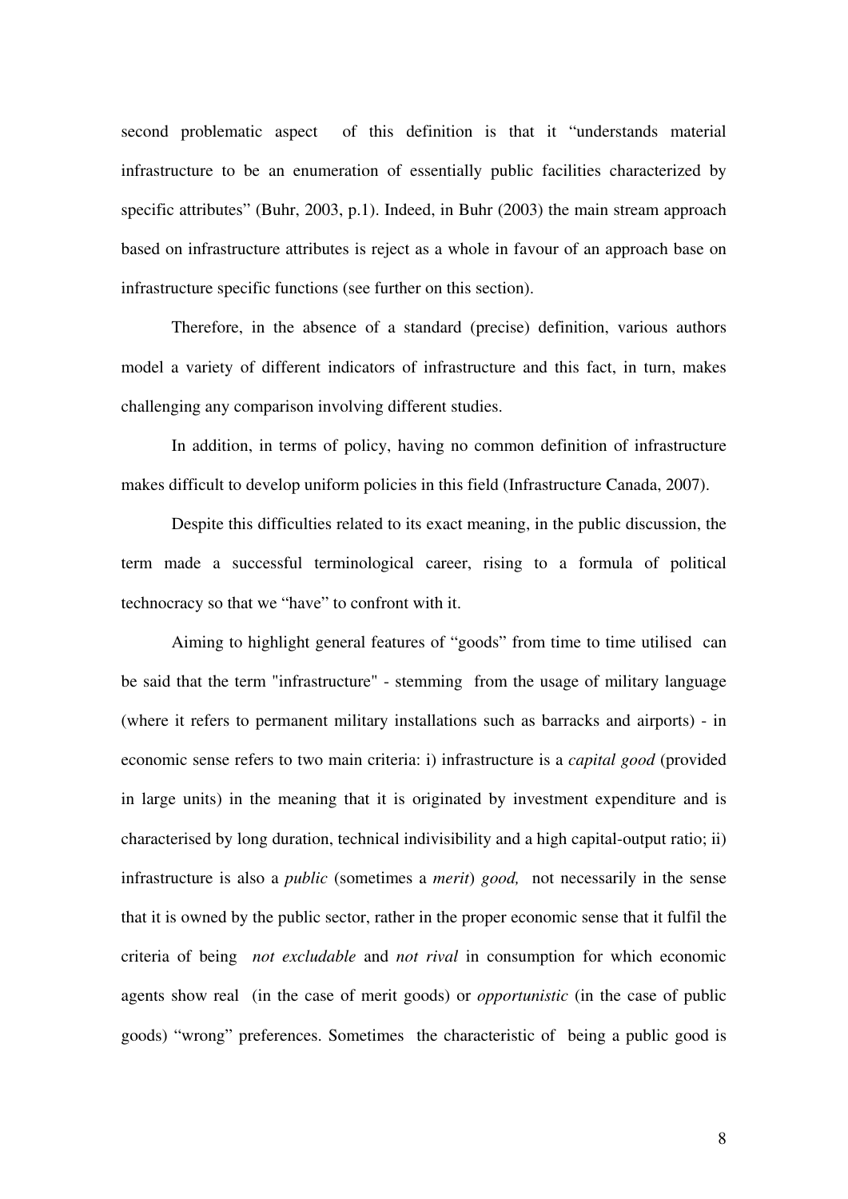second problematic aspect of this definition is that it "understands material infrastructure to be an enumeration of essentially public facilities characterized by specific attributes" (Buhr, 2003, p.1). Indeed, in Buhr (2003) the main stream approach based on infrastructure attributes is reject as a whole in favour of an approach base on infrastructure specific functions (see further on this section).

Therefore, in the absence of a standard (precise) definition, various authors model a variety of different indicators of infrastructure and this fact, in turn, makes challenging any comparison involving different studies.

In addition, in terms of policy, having no common definition of infrastructure makes difficult to develop uniform policies in this field (Infrastructure Canada, 2007).

Despite this difficulties related to its exact meaning, in the public discussion, the term made a successful terminological career, rising to a formula of political technocracy so that we "have" to confront with it.

Aiming to highlight general features of "goods" from time to time utilised can be said that the term "infrastructure" - stemming from the usage of military language (where it refers to permanent military installations such as barracks and airports) - in economic sense refers to two main criteria: i) infrastructure is a *capital good* (provided in large units) in the meaning that it is originated by investment expenditure and is characterised by long duration, technical indivisibility and a high capital-output ratio; ii) infrastructure is also a *public* (sometimes a *merit*) *good,* not necessarily in the sense that it is owned by the public sector, rather in the proper economic sense that it fulfil the criteria of being *not excludable* and *not rival* in consumption for which economic agents show real (in the case of merit goods) or *opportunistic* (in the case of public goods) "wrong" preferences. Sometimes the characteristic of being a public good is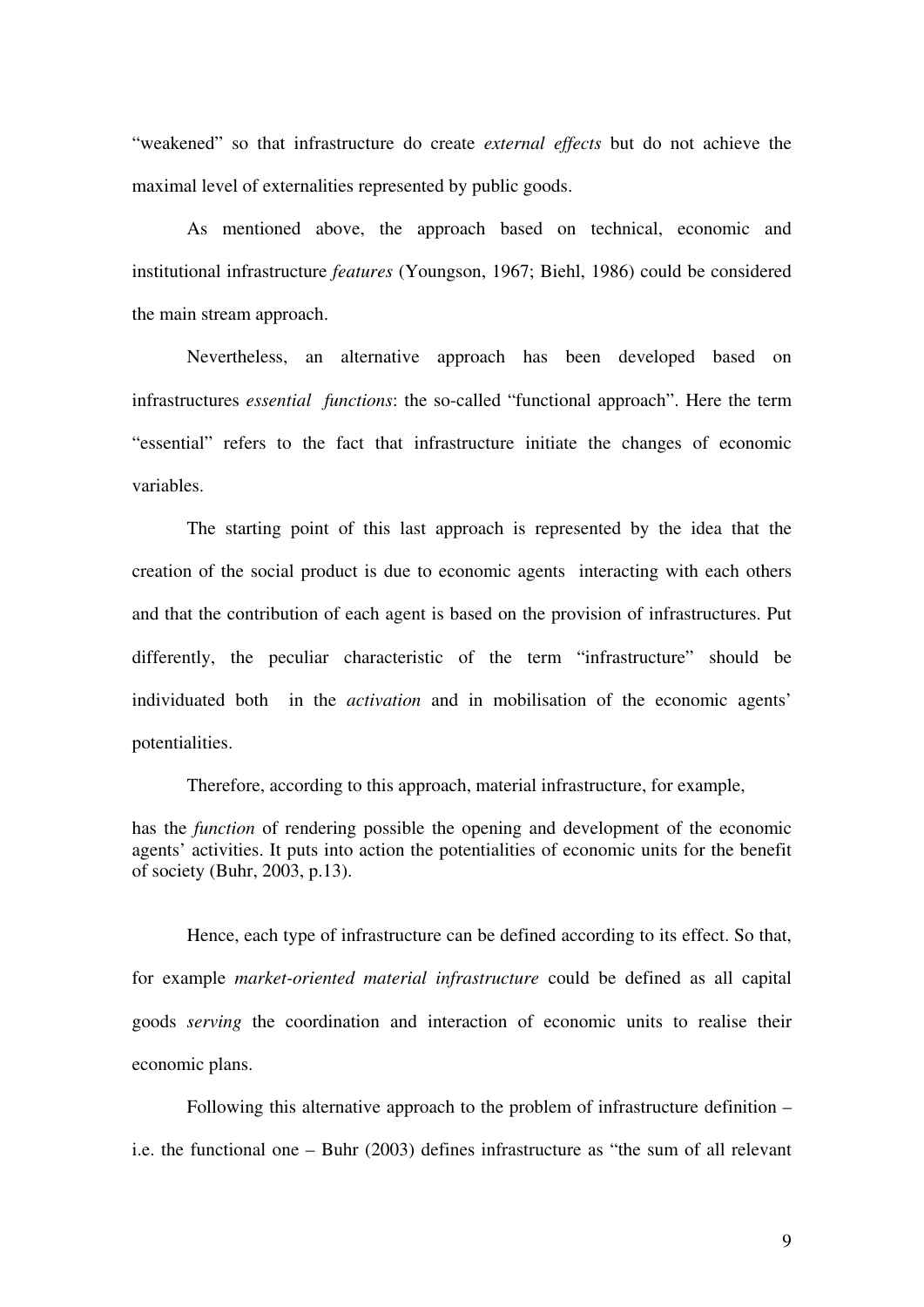"weakened" so that infrastructure do create *external effects* but do not achieve the maximal level of externalities represented by public goods.

As mentioned above, the approach based on technical, economic and institutional infrastructure *features* (Youngson, 1967; Biehl, 1986) could be considered the main stream approach.

Nevertheless, an alternative approach has been developed based on infrastructures *essential functions*: the so-called "functional approach". Here the term "essential" refers to the fact that infrastructure initiate the changes of economic variables.

The starting point of this last approach is represented by the idea that the creation of the social product is due to economic agents interacting with each others and that the contribution of each agent is based on the provision of infrastructures. Put differently, the peculiar characteristic of the term "infrastructure" should be individuated both in the *activation* and in mobilisation of the economic agents' potentialities.

Therefore, according to this approach, material infrastructure, for example,

> has the *function* of rendering possible the opening and development of the economic agents' activities. It puts into action the potentialities of economic units for the benefit of society (Buhr, 2003, p.13).

Hence, each type of infrastructure can be defined according to its effect. So that, for example *market-oriented material infrastructure* could be defined as all capital goods *serving* the coordination and interaction of economic units to realise their economic plans.

Following this alternative approach to the problem of infrastructure definition – i.e. the functional one – Buhr (2003) defines infrastructure as "the sum of all relevant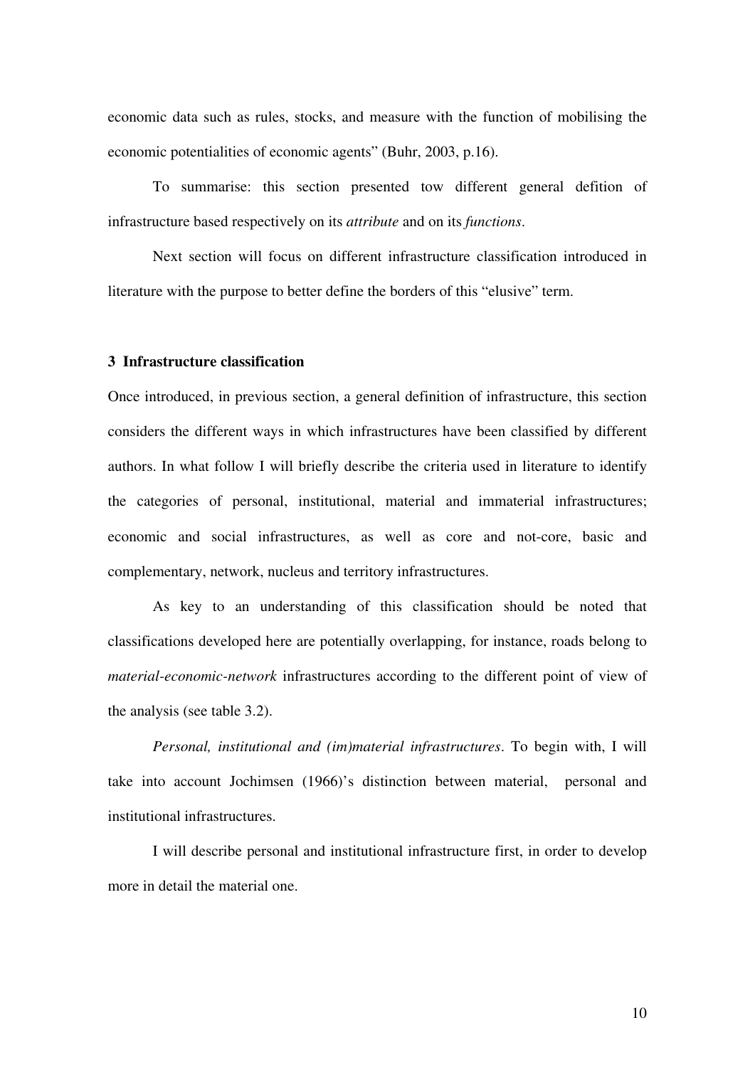economic data such as rules, stocks, and measure with the function of mobilising the economic potentialities of economic agents" (Buhr, 2003, p.16).

To summarise: this section presented tow different general defition of infrastructure based respectively on its *attribute* and on its *functions*.

Next section will focus on different infrastructure classification introduced in literature with the purpose to better define the borders of this "elusive" term.

## 3 Infrastructure classification

Once introduced, in previous section, a general definition of infrastructure, this section considers the different ways in which infrastructures have been classified by different authors. In what follow I will briefly describe the criteria used in literature to identify the categories of personal, institutional, material and immaterial infrastructures; economic and social infrastructures, as well as core and not-core, basic and complementary, network, nucleus and territory infrastructures.

As key to an understanding of this classification should be noted that classifications developed here are potentially overlapping, for instance, roads belong to *material-economic-network* infrastructures according to the different point of view of the analysis (see table 3.2).

*Personal, institutional and (im)material infrastructures*. To begin with, I will take into account Jochimsen (1966)'s distinction between material, personal and institutional infrastructures.

I will describe personal and institutional infrastructure first, in order to develop more in detail the material one.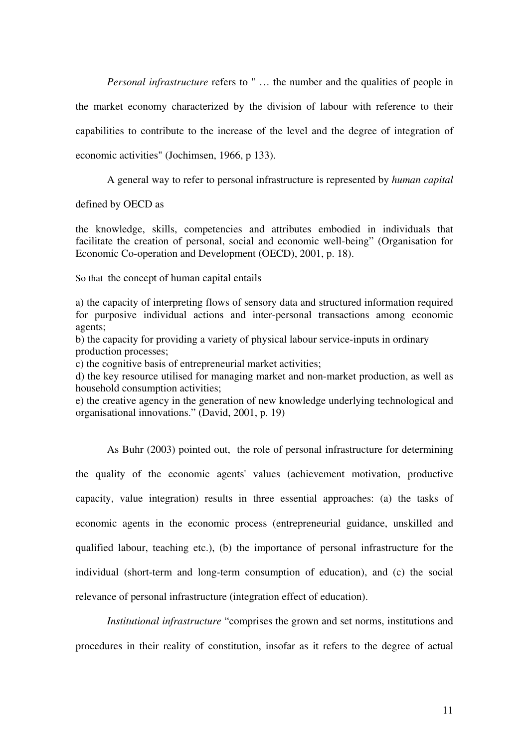*Personal infrastructure* refers to " … the number and the qualities of people in the market economy characterized by the division of labour with reference to their capabilities to contribute to the increase of the level and the degree of integration of economic activities" (Jochimsen, 1966, p 133).

A general way to refer to personal infrastructure is represented by *human capital* defined by OECD as

the knowledge, skills, competencies and attributes embodied in individuals that facilitate the creation of personal, social and economic well-being" (Organisation for Economic Co-operation and Development (OECD), 2001, p. 18).

So that the concept of human capital entails

a) the capacity of interpreting flows of sensory data and structured information required for purposive individual actions and inter-personal transactions among economic agents;
b) the capacity for providing a variety of physical labour service-inputs in ordinary production processes;
c) the cognitive basis of entrepreneurial market activities;
d) the key resource utilised for managing market and non-market production, as well as household consumption activities;
e) the creative agency in the generation of new knowledge underlying technological and organisational innovations." (David, 2001, p. 19)

As Buhr (2003) pointed out, the role of personal infrastructure for determining the quality of the economic agents' values (achievement motivation, productive capacity, value integration) results in three essential approaches: (a) the tasks of economic agents in the economic process (entrepreneurial guidance, unskilled and qualified labour, teaching etc.), (b) the importance of personal infrastructure for the individual (short-term and long-term consumption of education), and (c) the social relevance of personal infrastructure (integration effect of education).

*Institutional infrastructure* "comprises the grown and set norms, institutions and procedures in their reality of constitution, insofar as it refers to the degree of actual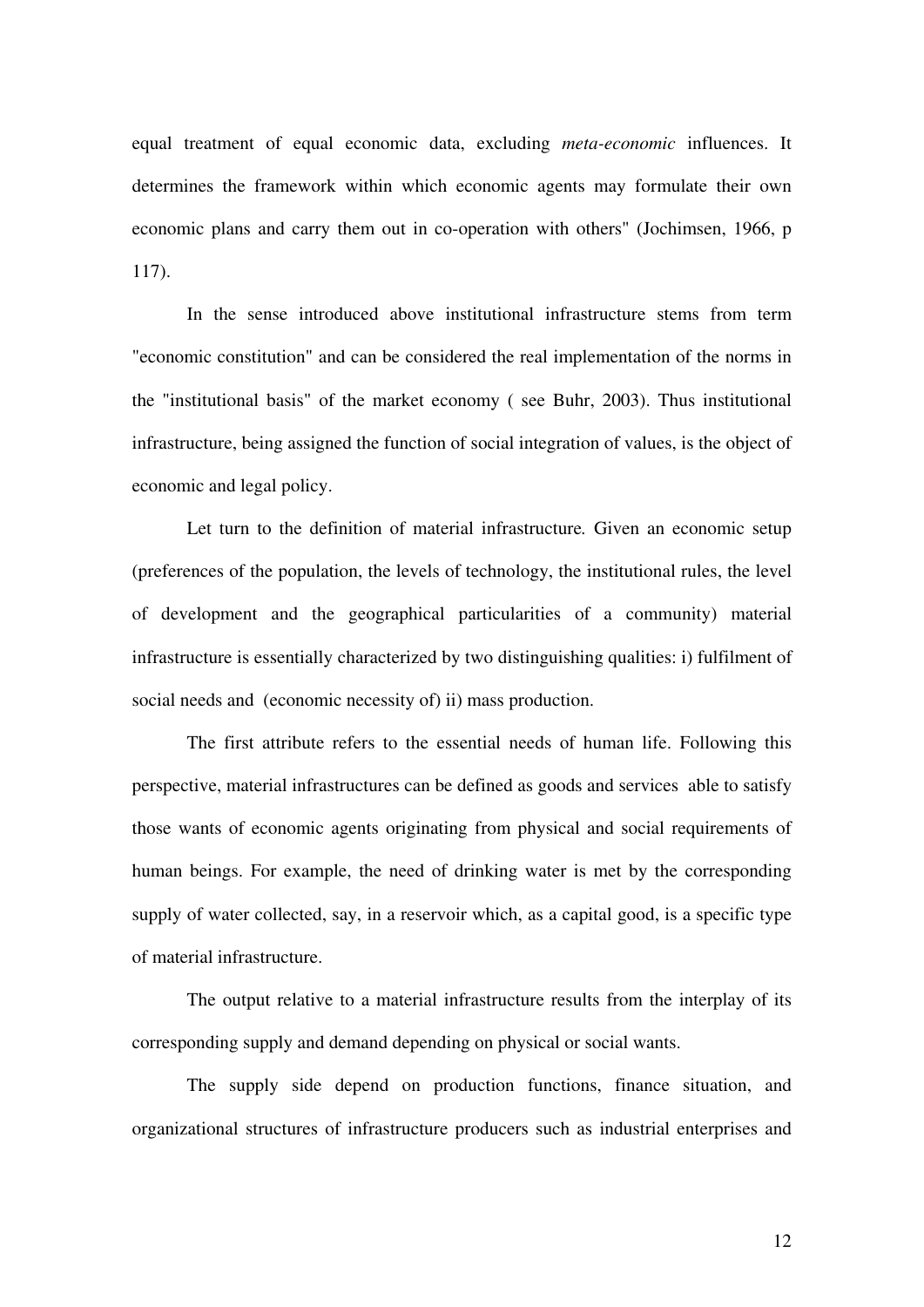equal treatment of equal economic data, excluding *meta-economic* influences. It determines the framework within which economic agents may formulate their own economic plans and carry them out in co-operation with others" (Jochimsen, 1966, p 117).

In the sense introduced above institutional infrastructure stems from term "economic constitution" and can be considered the real implementation of the norms in the "institutional basis" of the market economy ( see Buhr, 2003). Thus institutional infrastructure, being assigned the function of social integration of values, is the object of economic and legal policy.

Let turn to the definition of material infrastructure*.* Given an economic setup (preferences of the population, the levels of technology, the institutional rules, the level of development and the geographical particularities of a community) material infrastructure is essentially characterized by two distinguishing qualities: i) fulfilment of social needs and (economic necessity of) ii) mass production.

The first attribute refers to the essential needs of human life. Following this perspective, material infrastructures can be defined as goods and services able to satisfy those wants of economic agents originating from physical and social requirements of human beings. For example, the need of drinking water is met by the corresponding supply of water collected, say, in a reservoir which, as a capital good, is a specific type of material infrastructure.

The output relative to a material infrastructure results from the interplay of its corresponding supply and demand depending on physical or social wants.

The supply side depend on production functions, finance situation, and organizational structures of infrastructure producers such as industrial enterprises and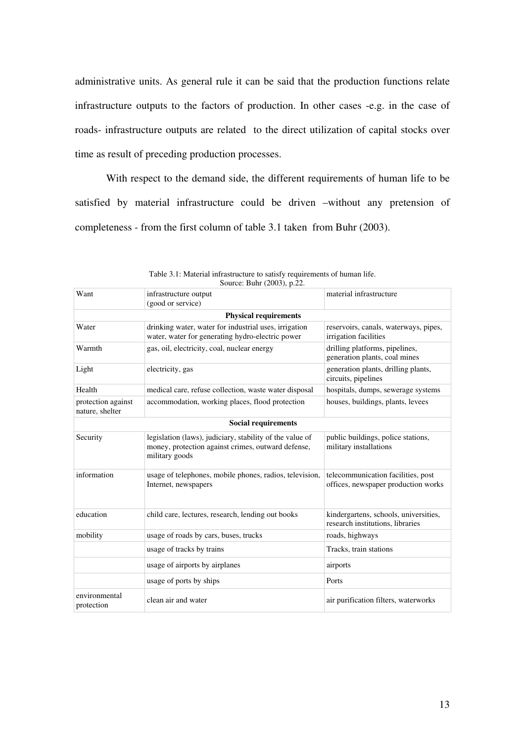administrative units. As general rule it can be said that the production functions relate infrastructure outputs to the factors of production. In other cases -e.g. in the case of roads- infrastructure outputs are related to the direct utilization of capital stocks over time as result of preceding production processes.

With respect to the demand side, the different requirements of human life to be satisfied by material infrastructure could be driven –without any pretension of completeness - from the first column of table 3.1 taken from Buhr (2003).

Table 3.1: Material infrastructure to satisfy requirements of human life.
Source: Buhr (2003), p.22.

| Want | infrastructure output (good or service) | material infrastructure |
|---|---|---|
| | **Physical requirements** | |
| Water | drinking water, water for industrial uses, irrigation water, water for generating hydro-electric power | reservoirs, canals, waterways, pipes, irrigation facilities |
| Warmth | gas, oil, electricity, coal, nuclear energy | drilling platforms, pipelines, generation plants, coal mines |
| Light | electricity, gas | generation plants, drilling plants, circuits, pipelines |
| Health | medical care, refuse collection, waste water disposal | hospitals, dumps, sewerage systems |
| protection against nature, shelter | accommodation, working places, flood protection | houses, buildings, plants, levees |
| | **Social requirements** | |
| Security | legislation (laws), judiciary, stability of the value of money, protection against crimes, outward defense, military goods | public buildings, police stations, military installations |
| information | usage of telephones, mobile phones, radios, television, Internet, newspapers | telecommunication facilities, post offices, newspaper production works |
| education | child care, lectures, research, lending out books | kindergartens, schools, universities, research institutions, libraries |
| mobility | usage of roads by cars, buses, trucks | roads, highways |
| | usage of tracks by trains | Tracks, train stations |
| | usage of airports by airplanes | airports |
| | usage of ports by ships | Ports |
| environmental protection | clean air and water | air purification filters, waterworks |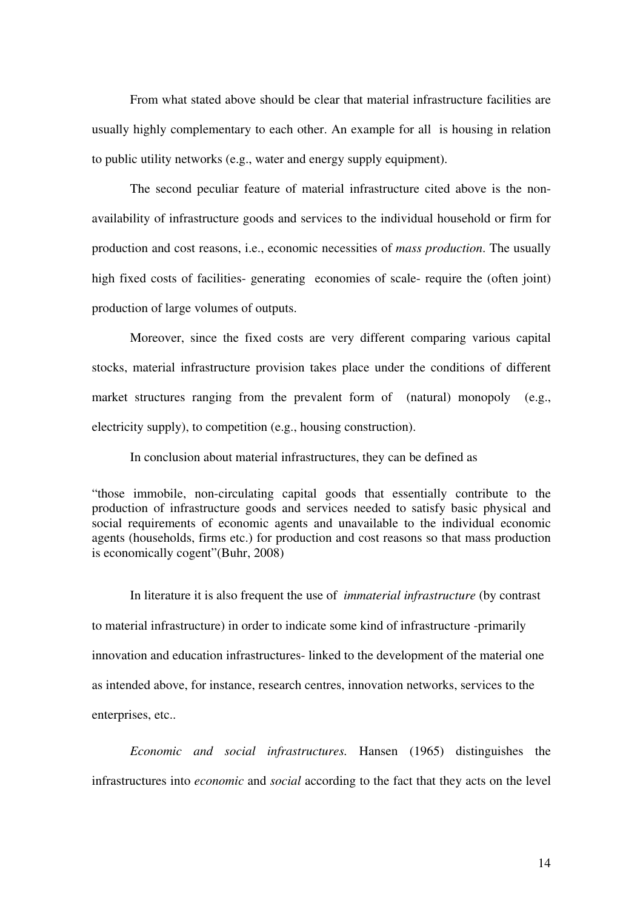From what stated above should be clear that material infrastructure facilities are usually highly complementary to each other. An example for all is housing in relation to public utility networks (e.g., water and energy supply equipment).

The second peculiar feature of material infrastructure cited above is the non-availability of infrastructure goods and services to the individual household or firm for production and cost reasons, i.e., economic necessities of *mass production*. The usually high fixed costs of facilities- generating economies of scale- require the (often joint) production of large volumes of outputs.

Moreover, since the fixed costs are very different comparing various capital stocks, material infrastructure provision takes place under the conditions of different market structures ranging from the prevalent form of (natural) monopoly (e.g., electricity supply), to competition (e.g., housing construction).

In conclusion about material infrastructures, they can be defined as

> "those immobile, non-circulating capital goods that essentially contribute to the production of infrastructure goods and services needed to satisfy basic physical and social requirements of economic agents and unavailable to the individual economic agents (households, firms etc.) for production and cost reasons so that mass production is economically cogent"(Buhr, 2008)

In literature it is also frequent the use of *immaterial infrastructure* (by contrast to material infrastructure) in order to indicate some kind of infrastructure -primarily innovation and education infrastructures- linked to the development of the material one as intended above, for instance, research centres, innovation networks, services to the enterprises, etc..

*Economic and social infrastructures.* Hansen (1965) distinguishes the infrastructures into *economic* and *social* according to the fact that they acts on the level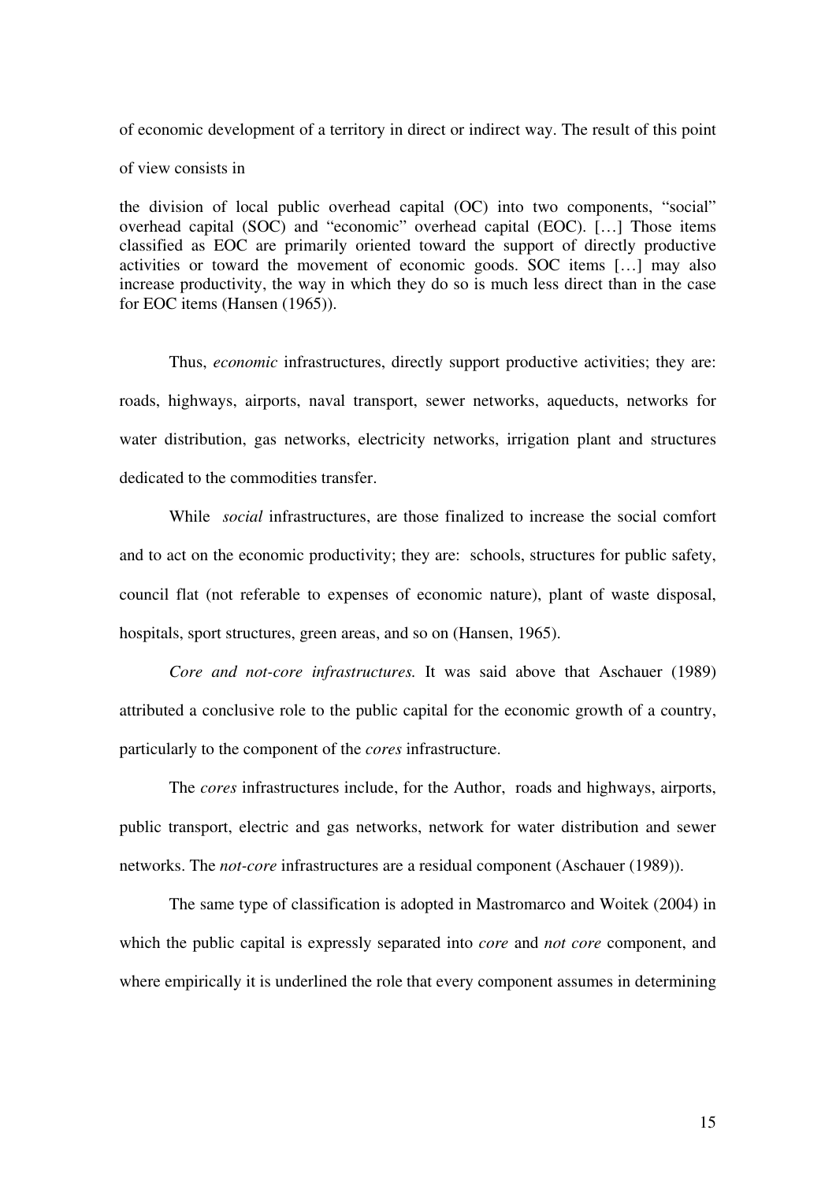of economic development of a territory in direct or indirect way. The result of this point of view consists in

> the division of local public overhead capital (OC) into two components, "social" overhead capital (SOC) and "economic" overhead capital (EOC). […] Those items classified as EOC are primarily oriented toward the support of directly productive activities or toward the movement of economic goods. SOC items […] may also increase productivity, the way in which they do so is much less direct than in the case for EOC items (Hansen (1965)).

Thus, *economic* infrastructures, directly support productive activities; they are: roads, highways, airports, naval transport, sewer networks, aqueducts, networks for water distribution, gas networks, electricity networks, irrigation plant and structures dedicated to the commodities transfer.

While *social* infrastructures, are those finalized to increase the social comfort and to act on the economic productivity; they are: schools, structures for public safety, council flat (not referable to expenses of economic nature), plant of waste disposal, hospitals, sport structures, green areas, and so on (Hansen, 1965).

*Core and not-core infrastructures.* It was said above that Aschauer (1989) attributed a conclusive role to the public capital for the economic growth of a country, particularly to the component of the *cores* infrastructure.

The *cores* infrastructures include, for the Author, roads and highways, airports, public transport, electric and gas networks, network for water distribution and sewer networks. The *not-core* infrastructures are a residual component (Aschauer (1989)).

The same type of classification is adopted in Mastromarco and Woitek (2004) in which the public capital is expressly separated into *core* and *not core* component, and where empirically it is underlined the role that every component assumes in determining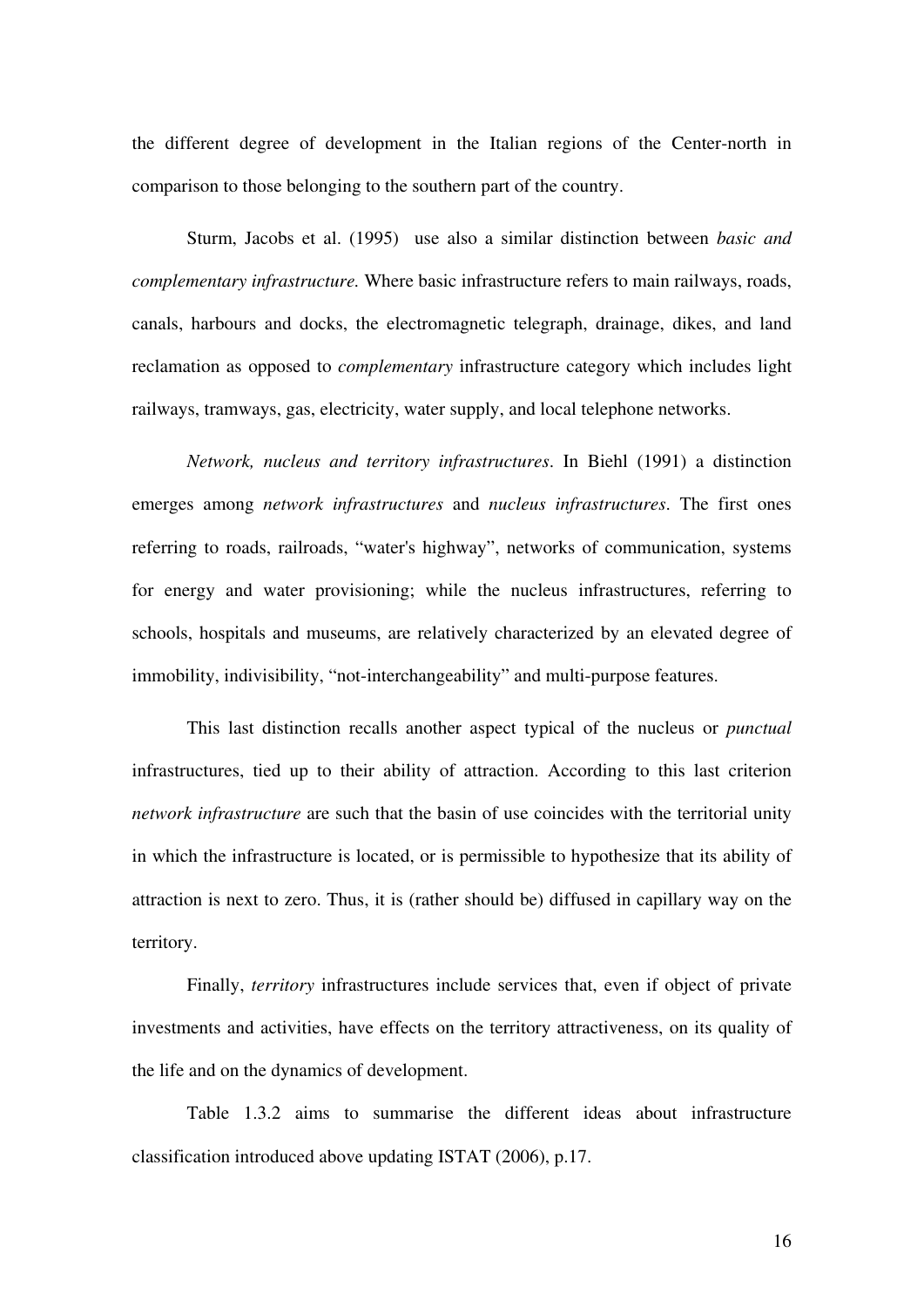the different degree of development in the Italian regions of the Center-north in comparison to those belonging to the southern part of the country.

Sturm, Jacobs et al. (1995) use also a similar distinction between *basic and complementary infrastructure.* Where basic infrastructure refers to main railways, roads, canals, harbours and docks, the electromagnetic telegraph, drainage, dikes, and land reclamation as opposed to *complementary* infrastructure category which includes light railways, tramways, gas, electricity, water supply, and local telephone networks.

*Network, nucleus and territory infrastructures*. In Biehl (1991) a distinction emerges among *network infrastructures* and *nucleus infrastructures*. The first ones referring to roads, railroads, "water's highway", networks of communication, systems for energy and water provisioning; while the nucleus infrastructures, referring to schools, hospitals and museums, are relatively characterized by an elevated degree of immobility, indivisibility, "not-interchangeability" and multi-purpose features.

This last distinction recalls another aspect typical of the nucleus or *punctual* infrastructures, tied up to their ability of attraction. According to this last criterion *network infrastructure* are such that the basin of use coincides with the territorial unity in which the infrastructure is located, or is permissible to hypothesize that its ability of attraction is next to zero. Thus, it is (rather should be) diffused in capillary way on the territory.

Finally, *territory* infrastructures include services that, even if object of private investments and activities, have effects on the territory attractiveness, on its quality of the life and on the dynamics of development.

Table 1.3.2 aims to summarise the different ideas about infrastructure classification introduced above updating ISTAT (2006), p.17.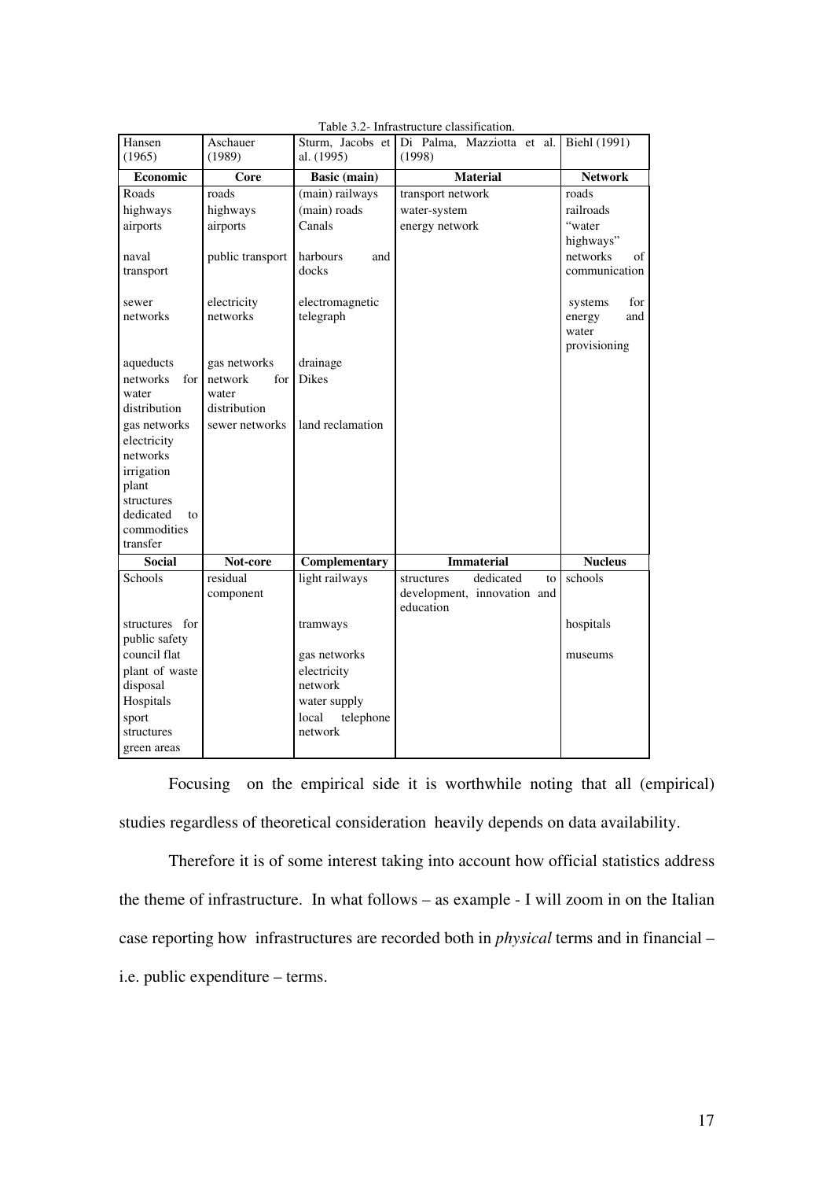Table 3.2- Infrastructure classification.

| Hansen (1965) | Aschauer (1989) | Sturm, Jacobs et al. (1995) | Di Palma, Mazziotta et al. (1998) | Biehl (1991) |
|---|---|---|---|---|
| **Economic** | **Core** | **Basic (main)** | **Material** | **Network** |
| Roads | roads | (main) railways | transport network | roads |
| highways | highways | (main) roads | water-system | railroads |
| airports | airports | Canals | energy network | "water highways" |
| naval transport | public transport | harbours and docks | | networks of communication |
| sewer networks | electricity networks | electromagnetic telegraph | | systems for energy and water provisioning |
| aqueducts | gas networks | drainage | | |
| networks for water distribution | network for water distribution | Dikes | | |
| gas networks | sewer networks | land reclamation | | |
| electricity networks | | | | |
| irrigation | | | | |
| plant structures dedicated to commodities transfer | | | | |
| **Social** | **Not-core** | **Complementary** | **Immaterial** | **Nucleus** |
| Schools | residual component | light railways | structures dedicated to development, innovation and education | schools |
| structures for public safety | | tramways | | hospitals |
| council flat | | gas networks | | museums |
| plant of waste disposal | | electricity network | | |
| Hospitals | | water supply | | |
| sport structures | | local telephone network | | |
| green areas | | | | |

Focusing on the empirical side it is worthwhile noting that all (empirical) studies regardless of theoretical consideration heavily depends on data availability.

Therefore it is of some interest taking into account how official statistics address the theme of infrastructure. In what follows – as example - I will zoom in on the Italian case reporting how infrastructures are recorded both in *physical* terms and in financial – i.e. public expenditure – terms.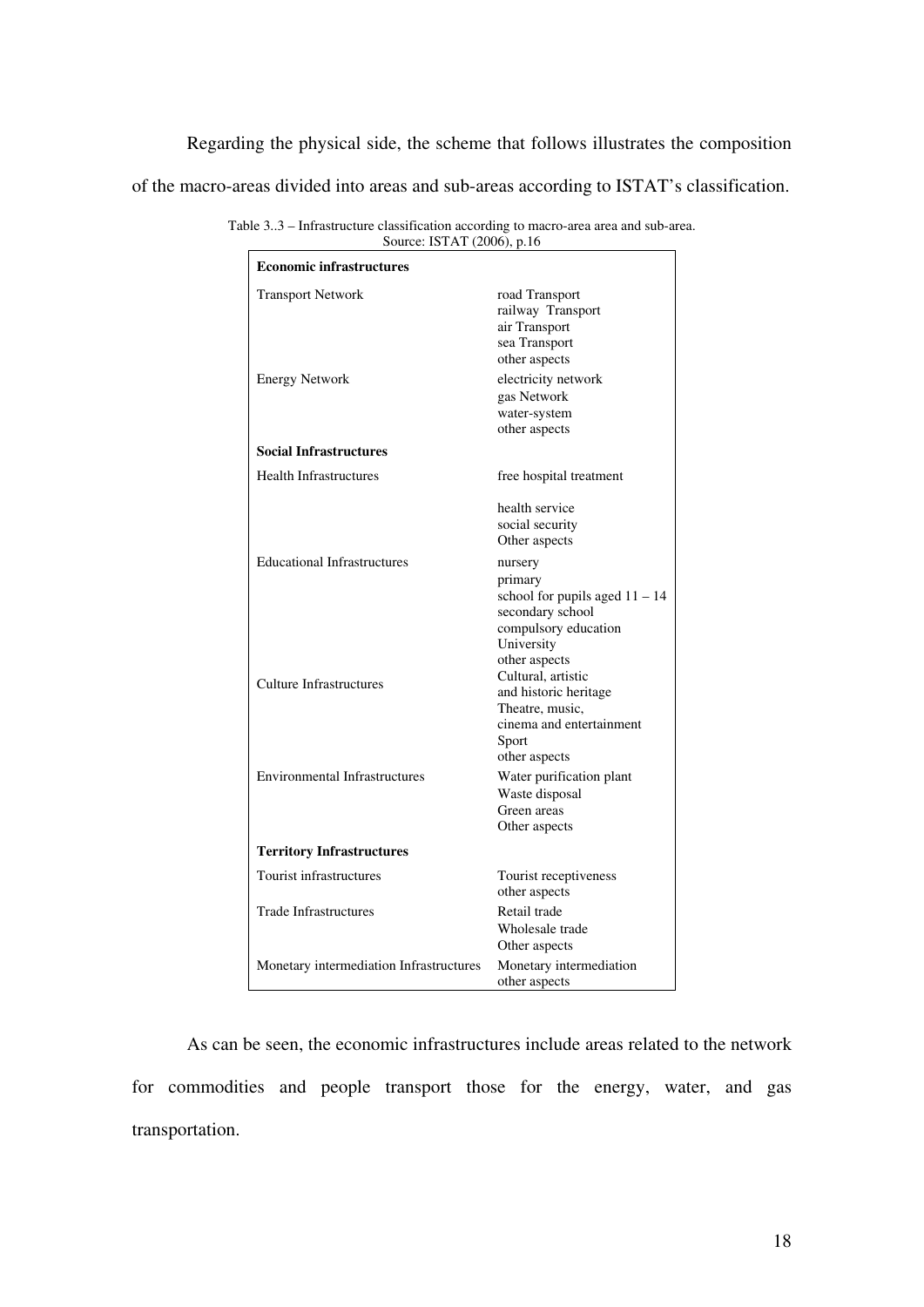Regarding the physical side, the scheme that follows illustrates the composition of the macro-areas divided into areas and sub-areas according to ISTAT's classification.

Table 3..3 – Infrastructure classification according to macro-area area and sub-area.
Source: ISTAT (2006), p.16

| **Economic infrastructures** | |
|---|---|
| Transport Network | road Transport<br>railway Transport<br>air Transport<br>sea Transport<br>other aspects |
| Energy Network | electricity network<br>gas Network<br>water-system<br>other aspects |
| **Social Infrastructures** | |
| Health Infrastructures | free hospital treatment<br>health service<br>social security<br>Other aspects |
| Educational Infrastructures | nursery<br>primary<br>school for pupils aged 11 – 14<br>secondary school<br>compulsory education<br>University<br>other aspects |
| Culture Infrastructures | Cultural, artistic and historic heritage<br>Theatre, music, cinema and entertainment<br>Sport<br>other aspects |
| Environmental Infrastructures | Water purification plant<br>Waste disposal<br>Green areas<br>Other aspects |
| **Territory Infrastructures** | |
| Tourist infrastructures | Tourist receptiveness<br>other aspects |
| Trade Infrastructures | Retail trade<br>Wholesale trade<br>Other aspects |
| Monetary intermediation Infrastructures | Monetary intermediation<br>other aspects |

As can be seen, the economic infrastructures include areas related to the network for commodities and people transport those for the energy, water, and gas transportation.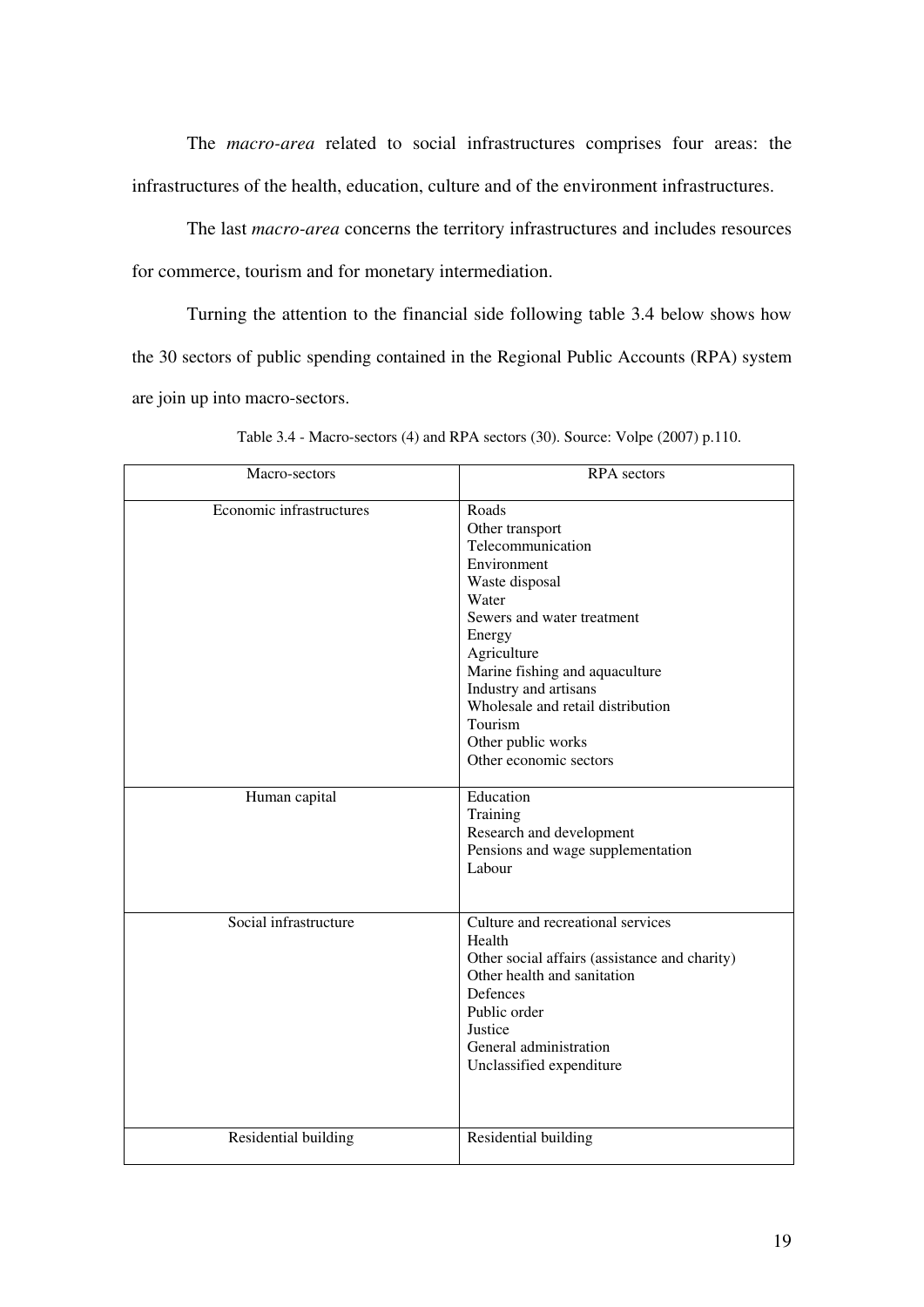The *macro-area* related to social infrastructures comprises four areas: the infrastructures of the health, education, culture and of the environment infrastructures.

The last *macro-area* concerns the territory infrastructures and includes resources for commerce, tourism and for monetary intermediation.

Turning the attention to the financial side following table 3.4 below shows how the 30 sectors of public spending contained in the Regional Public Accounts (RPA) system are join up into macro-sectors.

Table 3.4 - Macro-sectors (4) and RPA sectors (30). Source: Volpe (2007) p.110.

| Macro-sectors | RPA sectors |
| --- | --- |
| Economic infrastructures | Roads<br>Other transport<br>Telecommunication<br>Environment<br>Waste disposal<br>Water<br>Sewers and water treatment<br>Energy<br>Agriculture<br>Marine fishing and aquaculture<br>Industry and artisans<br>Wholesale and retail distribution<br>Tourism<br>Other public works<br>Other economic sectors |
| Human capital | Education<br>Training<br>Research and development<br>Pensions and wage supplementation<br>Labour |
| Social infrastructure | Culture and recreational services<br>Health<br>Other social affairs (assistance and charity)<br>Other health and sanitation<br>Defences<br>Public order<br>Justice<br>General administration<br>Unclassified expenditure |
| Residential building | Residential building |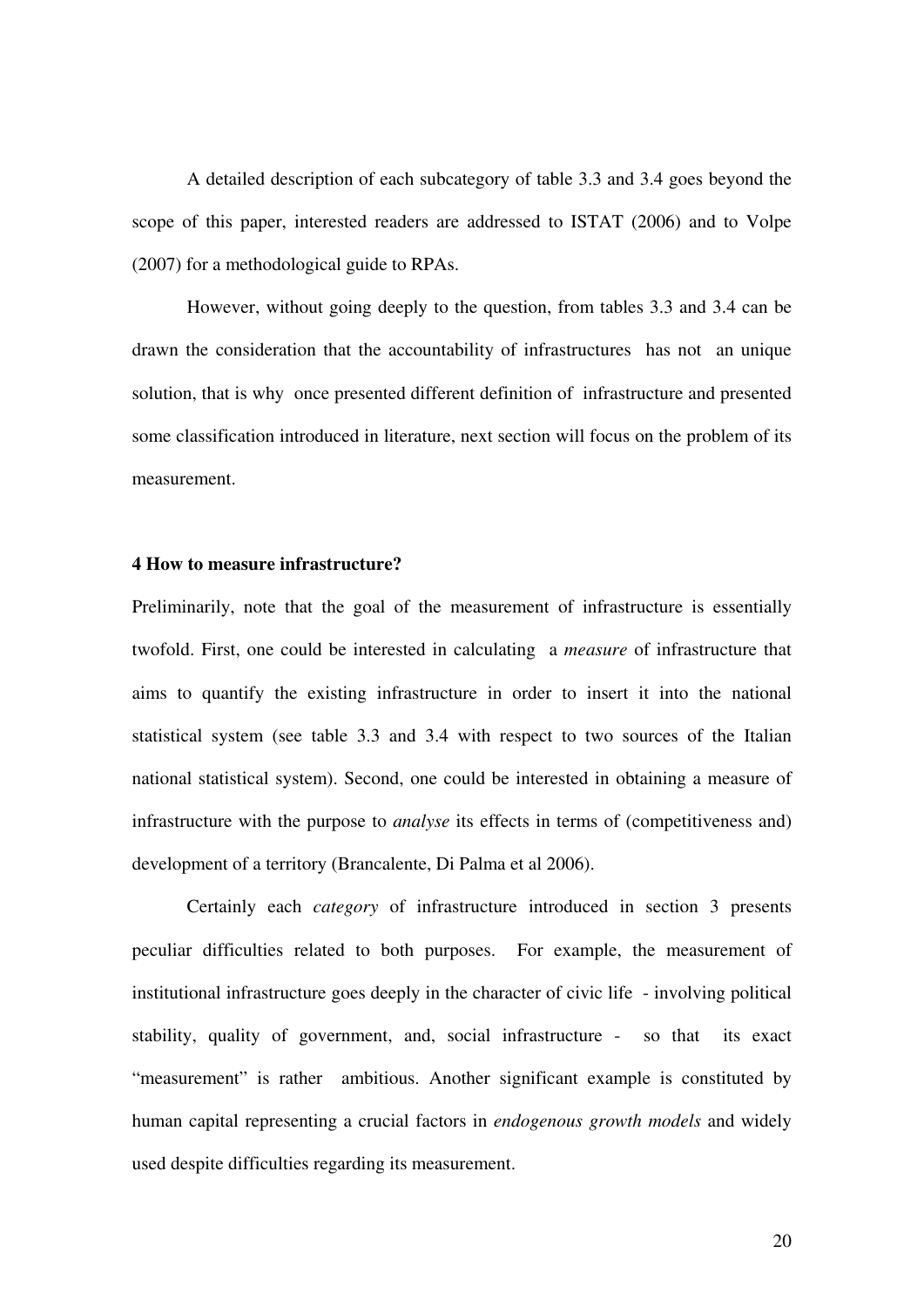A detailed description of each subcategory of table 3.3 and 3.4 goes beyond the scope of this paper, interested readers are addressed to ISTAT (2006) and to Volpe (2007) for a methodological guide to RPAs.

However, without going deeply to the question, from tables 3.3 and 3.4 can be drawn the consideration that the accountability of infrastructures has not an unique solution, that is why once presented different definition of infrastructure and presented some classification introduced in literature, next section will focus on the problem of its measurement.

## 4 How to measure infrastructure?

Preliminarily, note that the goal of the measurement of infrastructure is essentially twofold. First, one could be interested in calculating a *measure* of infrastructure that aims to quantify the existing infrastructure in order to insert it into the national statistical system (see table 3.3 and 3.4 with respect to two sources of the Italian national statistical system). Second, one could be interested in obtaining a measure of infrastructure with the purpose to *analyse* its effects in terms of (competitiveness and) development of a territory (Brancalente, Di Palma et al 2006).

Certainly each *category* of infrastructure introduced in section 3 presents peculiar difficulties related to both purposes. For example, the measurement of institutional infrastructure goes deeply in the character of civic life - involving political stability, quality of government, and, social infrastructure - so that its exact "measurement" is rather ambitious. Another significant example is constituted by human capital representing a crucial factors in *endogenous growth models* and widely used despite difficulties regarding its measurement.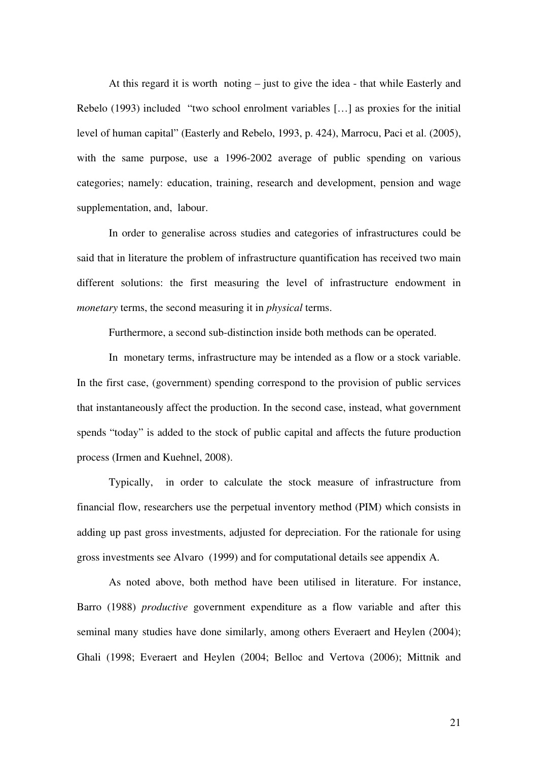At this regard it is worth noting – just to give the idea - that while Easterly and Rebelo (1993) included "two school enrolment variables […] as proxies for the initial level of human capital" (Easterly and Rebelo, 1993, p. 424), Marrocu, Paci et al. (2005), with the same purpose, use a 1996-2002 average of public spending on various categories; namely: education, training, research and development, pension and wage supplementation, and, labour.

In order to generalise across studies and categories of infrastructures could be said that in literature the problem of infrastructure quantification has received two main different solutions: the first measuring the level of infrastructure endowment in *monetary* terms, the second measuring it in *physical* terms.

Furthermore, a second sub-distinction inside both methods can be operated.

In monetary terms, infrastructure may be intended as a flow or a stock variable. In the first case, (government) spending correspond to the provision of public services that instantaneously affect the production. In the second case, instead, what government spends "today" is added to the stock of public capital and affects the future production process (Irmen and Kuehnel, 2008).

Typically, in order to calculate the stock measure of infrastructure from financial flow, researchers use the perpetual inventory method (PIM) which consists in adding up past gross investments, adjusted for depreciation. For the rationale for using gross investments see Alvaro (1999) and for computational details see appendix A.

As noted above, both method have been utilised in literature. For instance, Barro (1988) *productive* government expenditure as a flow variable and after this seminal many studies have done similarly, among others Everaert and Heylen (2004); Ghali (1998; Everaert and Heylen (2004; Belloc and Vertova (2006); Mittnik and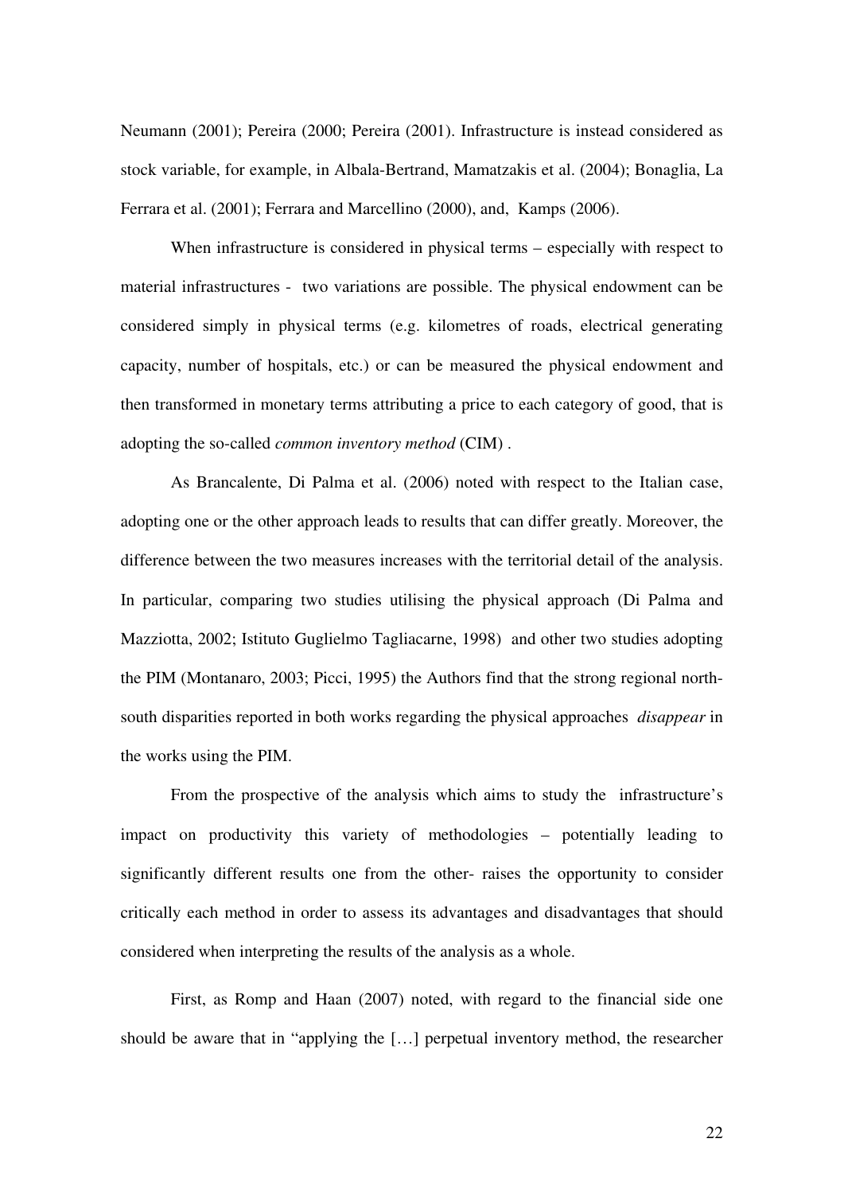Neumann (2001); Pereira (2000; Pereira (2001). Infrastructure is instead considered as stock variable, for example, in Albala-Bertrand, Mamatzakis et al. (2004); Bonaglia, La Ferrara et al. (2001); Ferrara and Marcellino (2000), and, Kamps (2006).

When infrastructure is considered in physical terms – especially with respect to material infrastructures - two variations are possible. The physical endowment can be considered simply in physical terms (e.g. kilometres of roads, electrical generating capacity, number of hospitals, etc.) or can be measured the physical endowment and then transformed in monetary terms attributing a price to each category of good, that is adopting the so-called *common inventory method* (CIM) .

As Brancalente, Di Palma et al. (2006) noted with respect to the Italian case, adopting one or the other approach leads to results that can differ greatly. Moreover, the difference between the two measures increases with the territorial detail of the analysis. In particular, comparing two studies utilising the physical approach (Di Palma and Mazziotta, 2002; Istituto Guglielmo Tagliacarne, 1998) and other two studies adopting the PIM (Montanaro, 2003; Picci, 1995) the Authors find that the strong regional north-south disparities reported in both works regarding the physical approaches *disappear* in the works using the PIM.

From the prospective of the analysis which aims to study the infrastructure's impact on productivity this variety of methodologies – potentially leading to significantly different results one from the other- raises the opportunity to consider critically each method in order to assess its advantages and disadvantages that should considered when interpreting the results of the analysis as a whole.

First, as Romp and Haan (2007) noted, with regard to the financial side one should be aware that in "applying the […] perpetual inventory method, the researcher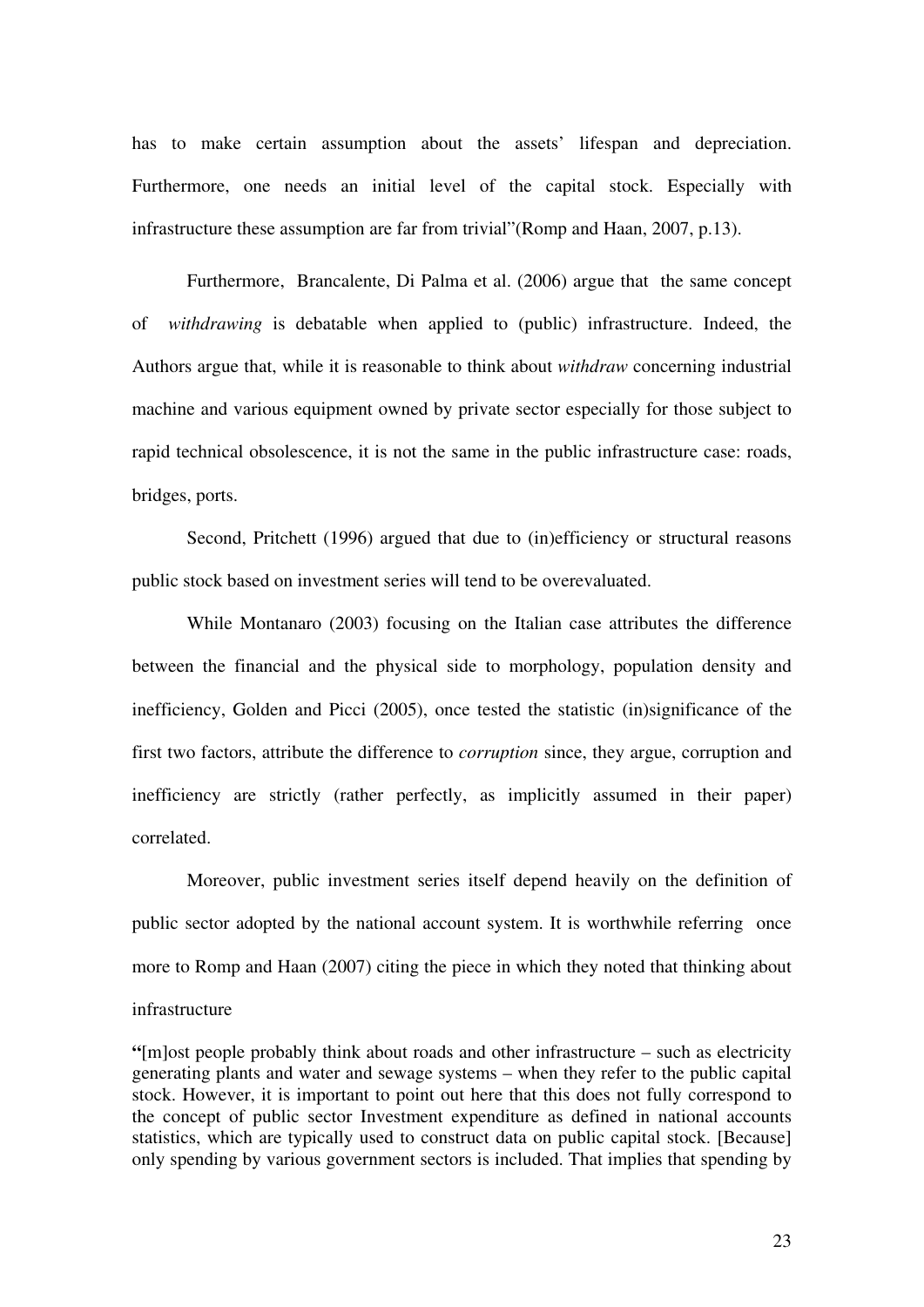has to make certain assumption about the assets' lifespan and depreciation. Furthermore, one needs an initial level of the capital stock. Especially with infrastructure these assumption are far from trivial"(Romp and Haan, 2007, p.13).

Furthermore, Brancalente, Di Palma et al. (2006) argue that the same concept of *withdrawing* is debatable when applied to (public) infrastructure. Indeed, the Authors argue that, while it is reasonable to think about *withdraw* concerning industrial machine and various equipment owned by private sector especially for those subject to rapid technical obsolescence, it is not the same in the public infrastructure case: roads, bridges, ports.

Second, Pritchett (1996) argued that due to (in)efficiency or structural reasons public stock based on investment series will tend to be overevaluated.

While Montanaro (2003) focusing on the Italian case attributes the difference between the financial and the physical side to morphology, population density and inefficiency, Golden and Picci (2005), once tested the statistic (in)significance of the first two factors, attribute the difference to *corruption* since, they argue, corruption and inefficiency are strictly (rather perfectly, as implicitly assumed in their paper) correlated.

Moreover, public investment series itself depend heavily on the definition of public sector adopted by the national account system. It is worthwhile referring once more to Romp and Haan (2007) citing the piece in which they noted that thinking about infrastructure

"[m]ost people probably think about roads and other infrastructure – such as electricity generating plants and water and sewage systems – when they refer to the public capital stock. However, it is important to point out here that this does not fully correspond to the concept of public sector Investment expenditure as defined in national accounts statistics, which are typically used to construct data on public capital stock. [Because] only spending by various government sectors is included. That implies that spending by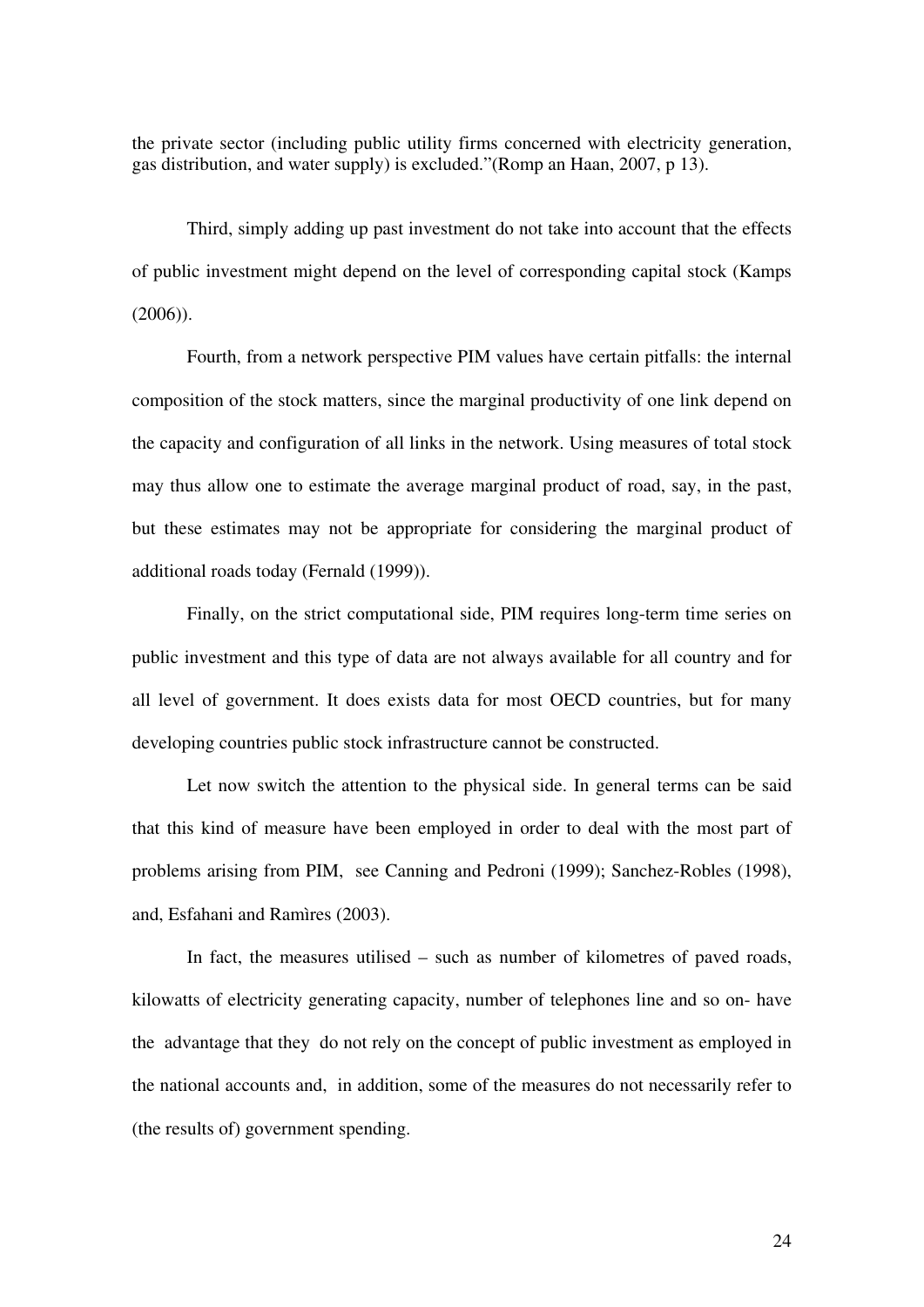the private sector (including public utility firms concerned with electricity generation, gas distribution, and water supply) is excluded."(Romp an Haan, 2007, p 13).

Third, simply adding up past investment do not take into account that the effects of public investment might depend on the level of corresponding capital stock (Kamps (2006)).

Fourth, from a network perspective PIM values have certain pitfalls: the internal composition of the stock matters, since the marginal productivity of one link depend on the capacity and configuration of all links in the network. Using measures of total stock may thus allow one to estimate the average marginal product of road, say, in the past, but these estimates may not be appropriate for considering the marginal product of additional roads today (Fernald (1999)).

Finally, on the strict computational side, PIM requires long-term time series on public investment and this type of data are not always available for all country and for all level of government. It does exists data for most OECD countries, but for many developing countries public stock infrastructure cannot be constructed.

Let now switch the attention to the physical side. In general terms can be said that this kind of measure have been employed in order to deal with the most part of problems arising from PIM, see Canning and Pedroni (1999); Sanchez-Robles (1998), and, Esfahani and Ramìres (2003).

In fact, the measures utilised – such as number of kilometres of paved roads, kilowatts of electricity generating capacity, number of telephones line and so on- have the advantage that they do not rely on the concept of public investment as employed in the national accounts and, in addition, some of the measures do not necessarily refer to (the results of) government spending.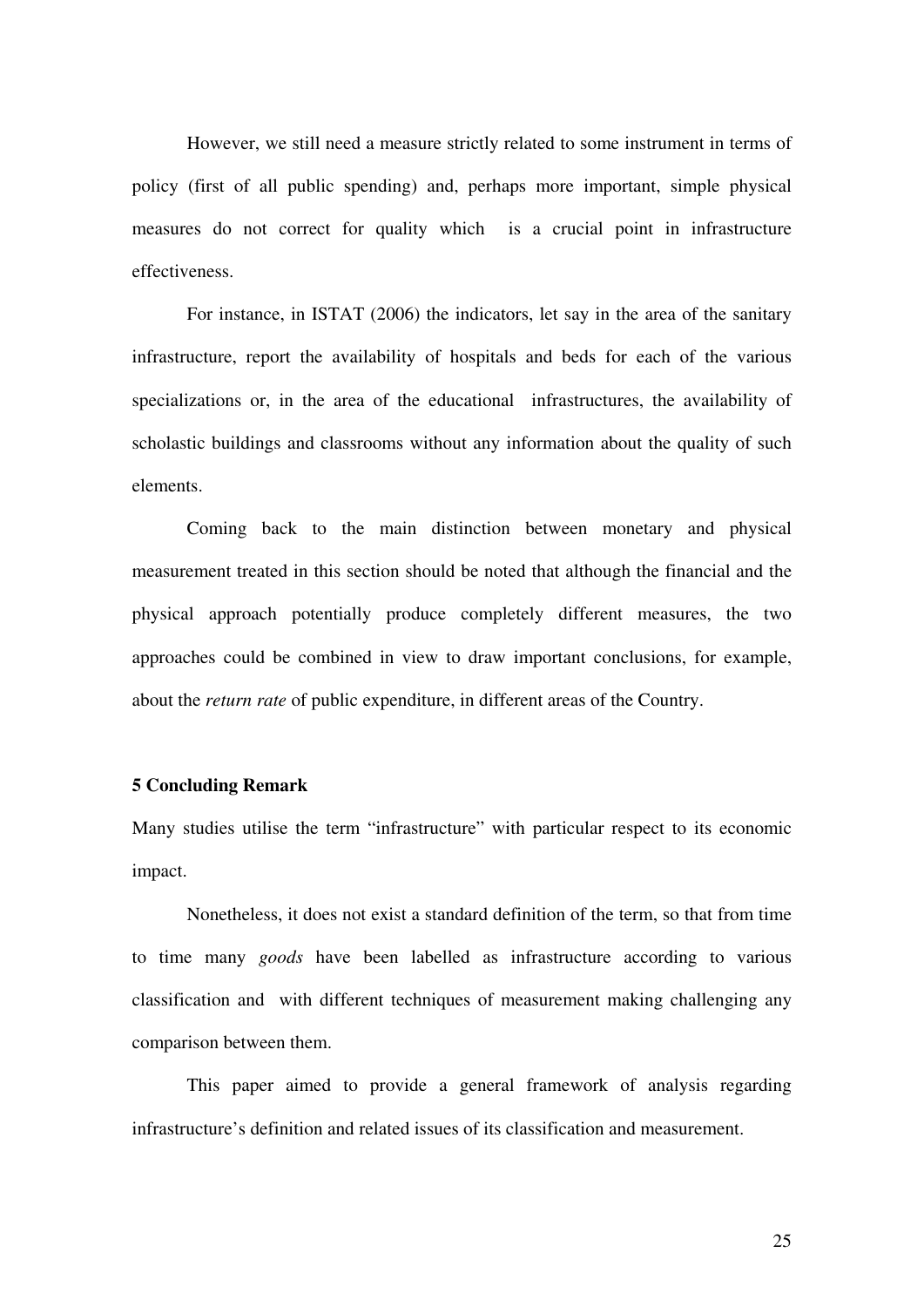However, we still need a measure strictly related to some instrument in terms of policy (first of all public spending) and, perhaps more important, simple physical measures do not correct for quality which is a crucial point in infrastructure effectiveness.

For instance, in ISTAT (2006) the indicators, let say in the area of the sanitary infrastructure, report the availability of hospitals and beds for each of the various specializations or, in the area of the educational infrastructures, the availability of scholastic buildings and classrooms without any information about the quality of such elements.

Coming back to the main distinction between monetary and physical measurement treated in this section should be noted that although the financial and the physical approach potentially produce completely different measures, the two approaches could be combined in view to draw important conclusions, for example, about the *return rate* of public expenditure, in different areas of the Country.

## 5 Concluding Remark

Many studies utilise the term "infrastructure" with particular respect to its economic impact.

Nonetheless, it does not exist a standard definition of the term, so that from time to time many *goods* have been labelled as infrastructure according to various classification and with different techniques of measurement making challenging any comparison between them.

This paper aimed to provide a general framework of analysis regarding infrastructure's definition and related issues of its classification and measurement.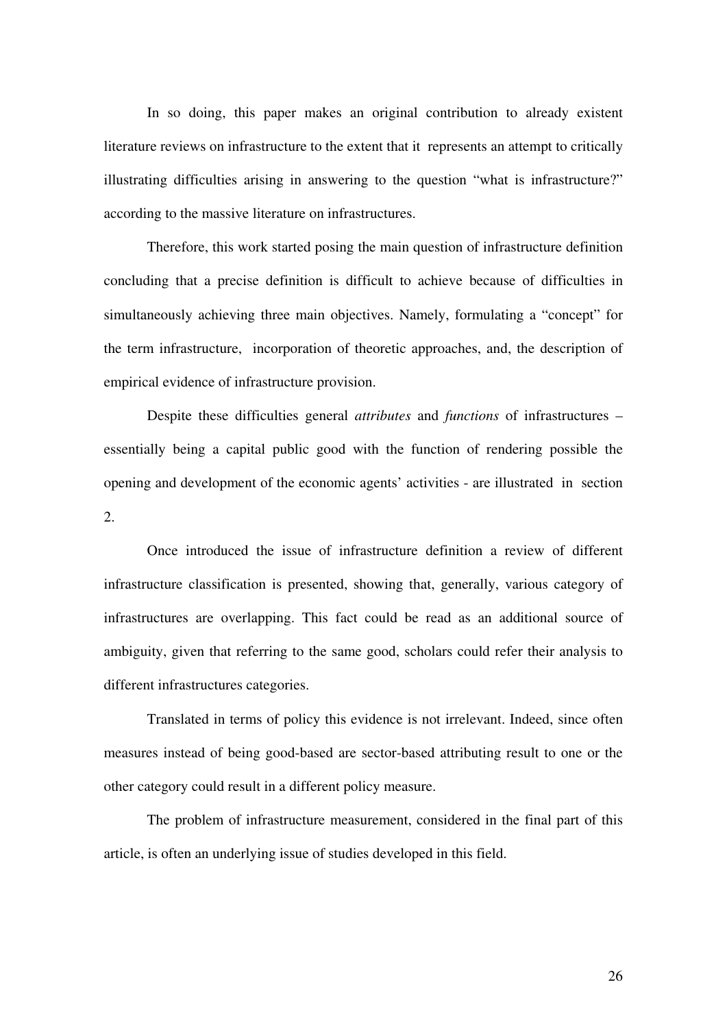In so doing, this paper makes an original contribution to already existent literature reviews on infrastructure to the extent that it represents an attempt to critically illustrating difficulties arising in answering to the question "what is infrastructure?" according to the massive literature on infrastructures.

Therefore, this work started posing the main question of infrastructure definition concluding that a precise definition is difficult to achieve because of difficulties in simultaneously achieving three main objectives. Namely, formulating a "concept" for the term infrastructure, incorporation of theoretic approaches, and, the description of empirical evidence of infrastructure provision.

Despite these difficulties general *attributes* and *functions* of infrastructures – essentially being a capital public good with the function of rendering possible the opening and development of the economic agents' activities - are illustrated in section 2.

Once introduced the issue of infrastructure definition a review of different infrastructure classification is presented, showing that, generally, various category of infrastructures are overlapping. This fact could be read as an additional source of ambiguity, given that referring to the same good, scholars could refer their analysis to different infrastructures categories.

Translated in terms of policy this evidence is not irrelevant. Indeed, since often measures instead of being good-based are sector-based attributing result to one or the other category could result in a different policy measure.

The problem of infrastructure measurement, considered in the final part of this article, is often an underlying issue of studies developed in this field.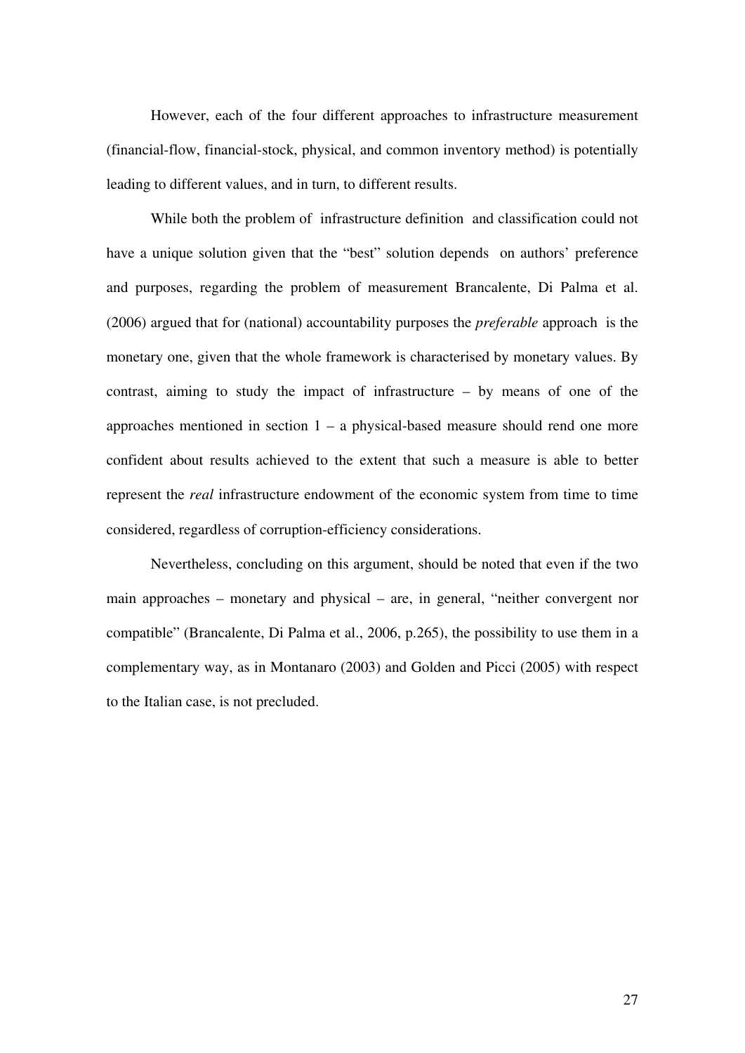However, each of the four different approaches to infrastructure measurement (financial-flow, financial-stock, physical, and common inventory method) is potentially leading to different values, and in turn, to different results.

While both the problem of infrastructure definition and classification could not have a unique solution given that the "best" solution depends on authors' preference and purposes, regarding the problem of measurement Brancalente, Di Palma et al. (2006) argued that for (national) accountability purposes the *preferable* approach is the monetary one, given that the whole framework is characterised by monetary values. By contrast, aiming to study the impact of infrastructure – by means of one of the approaches mentioned in section 1 – a physical-based measure should rend one more confident about results achieved to the extent that such a measure is able to better represent the *real* infrastructure endowment of the economic system from time to time considered, regardless of corruption-efficiency considerations.

Nevertheless, concluding on this argument, should be noted that even if the two main approaches – monetary and physical – are, in general, "neither convergent nor compatible" (Brancalente, Di Palma et al., 2006, p.265), the possibility to use them in a complementary way, as in Montanaro (2003) and Golden and Picci (2005) with respect to the Italian case, is not precluded.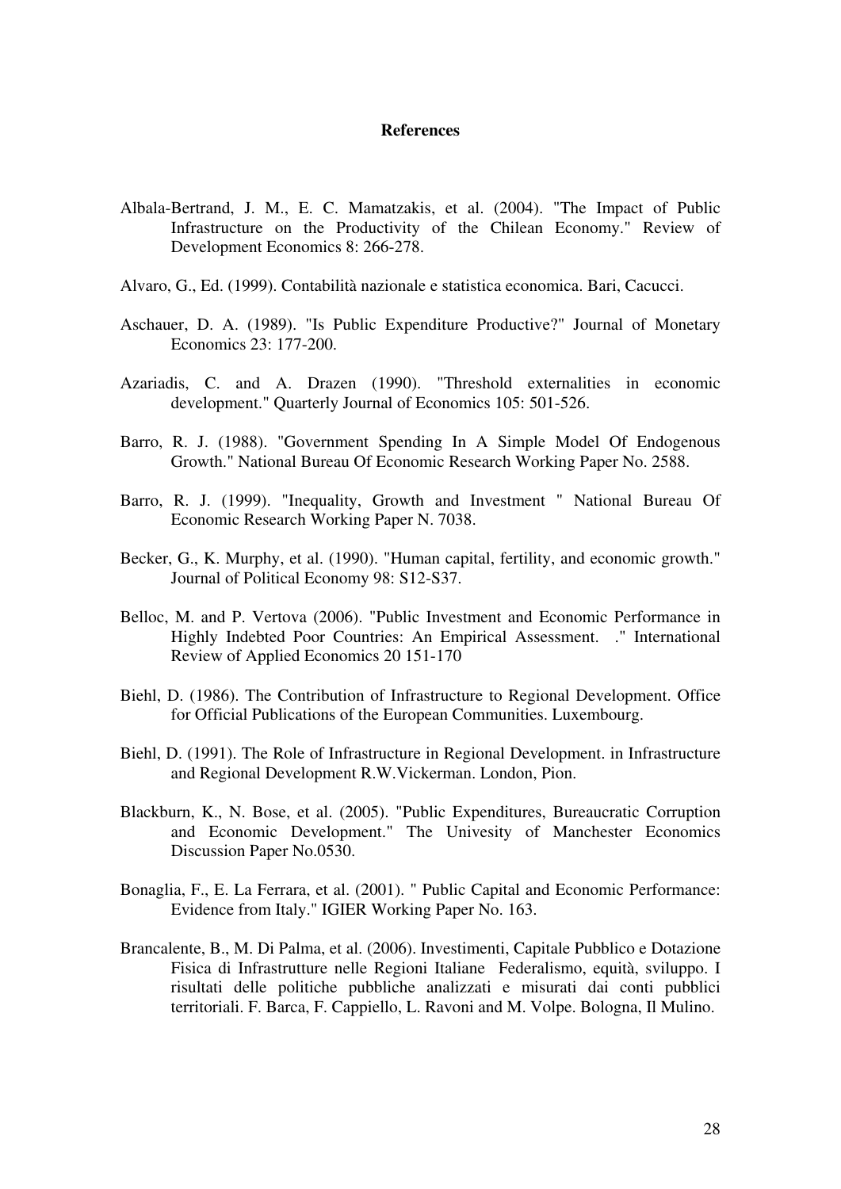# References

Albala-Bertrand, J. M., E. C. Mamatzakis, et al. (2004). "The Impact of Public Infrastructure on the Productivity of the Chilean Economy." Review of Development Economics 8: 266-278.

Alvaro, G., Ed. (1999). Contabilità nazionale e statistica economica. Bari, Cacucci.

Aschauer, D. A. (1989). "Is Public Expenditure Productive?" Journal of Monetary Economics 23: 177-200.

Azariadis, C. and A. Drazen (1990). "Threshold externalities in economic development." Quarterly Journal of Economics 105: 501-526.

Barro, R. J. (1988). "Government Spending In A Simple Model Of Endogenous Growth." National Bureau Of Economic Research Working Paper No. 2588.

Barro, R. J. (1999). "Inequality, Growth and Investment " National Bureau Of Economic Research Working Paper N. 7038.

Becker, G., K. Murphy, et al. (1990). "Human capital, fertility, and economic growth." Journal of Political Economy 98: S12-S37.

Belloc, M. and P. Vertova (2006). "Public Investment and Economic Performance in Highly Indebted Poor Countries: An Empirical Assessment. ." International Review of Applied Economics 20 151-170

Biehl, D. (1986). The Contribution of Infrastructure to Regional Development. Office for Official Publications of the European Communities. Luxembourg.

Biehl, D. (1991). The Role of Infrastructure in Regional Development. in Infrastructure and Regional Development R.W.Vickerman. London, Pion.

Blackburn, K., N. Bose, et al. (2005). "Public Expenditures, Bureaucratic Corruption and Economic Development." The Univesity of Manchester Economics Discussion Paper No.0530.

Bonaglia, F., E. La Ferrara, et al. (2001). " Public Capital and Economic Performance: Evidence from Italy." IGIER Working Paper No. 163.

Brancalente, B., M. Di Palma, et al. (2006). Investimenti, Capitale Pubblico e Dotazione Fisica di Infrastrutture nelle Regioni Italiane Federalismo, equità, sviluppo. I risultati delle politiche pubbliche analizzati e misurati dai conti pubblici territoriali. F. Barca, F. Cappiello, L. Ravoni and M. Volpe. Bologna, Il Mulino.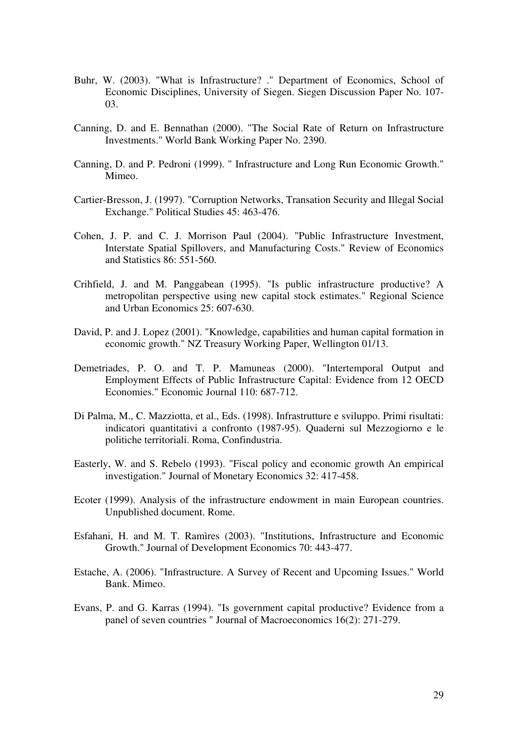Buhr, W. (2003). "What is Infrastructure? ." Department of Economics, School of Economic Disciplines, University of Siegen. Siegen Discussion Paper No. 107-03.

Canning, D. and E. Bennathan (2000). "The Social Rate of Return on Infrastructure Investments." World Bank Working Paper No. 2390.

Canning, D. and P. Pedroni (1999). " Infrastructure and Long Run Economic Growth." Mimeo.

Cartier-Bresson, J. (1997). "Corruption Networks, Transation Security and Illegal Social Exchange." Political Studies 45: 463-476.

Cohen, J. P. and C. J. Morrison Paul (2004). "Public Infrastructure Investment, Interstate Spatial Spillovers, and Manufacturing Costs." Review of Economics and Statistics 86: 551-560.

Crihfield, J. and M. Panggabean (1995). "Is public infrastructure productive? A metropolitan perspective using new capital stock estimates." Regional Science and Urban Economics 25: 607-630.

David, P. and J. Lopez (2001). "Knowledge, capabilities and human capital formation in economic growth." NZ Treasury Working Paper, Wellington 01/13.

Demetriades, P. O. and T. P. Mamuneas (2000). "Intertemporal Output and Employment Effects of Public Infrastructure Capital: Evidence from 12 OECD Economies." Economic Journal 110: 687-712.

Di Palma, M., C. Mazziotta, et al., Eds. (1998). Infrastrutture e sviluppo. Primi risultati: indicatori quantitativi a confronto (1987-95). Quaderni sul Mezzogiorno e le politiche territoriali. Roma, Confindustria.

Easterly, W. and S. Rebelo (1993). "Fiscal policy and economic growth An empirical investigation." Journal of Monetary Economics 32: 417-458.

Ecoter (1999). Analysis of the infrastructure endowment in main European countries. Unpublished document. Rome.

Esfahani, H. and M. T. Ramìres (2003). "Institutions, Infrastructure and Economic Growth." Journal of Development Economics 70: 443-477.

Estache, A. (2006). "Infrastructure. A Survey of Recent and Upcoming Issues." World Bank. Mimeo.

Evans, P. and G. Karras (1994). "Is government capital productive? Evidence from a panel of seven countries " Journal of Macroeconomics 16(2): 271-279.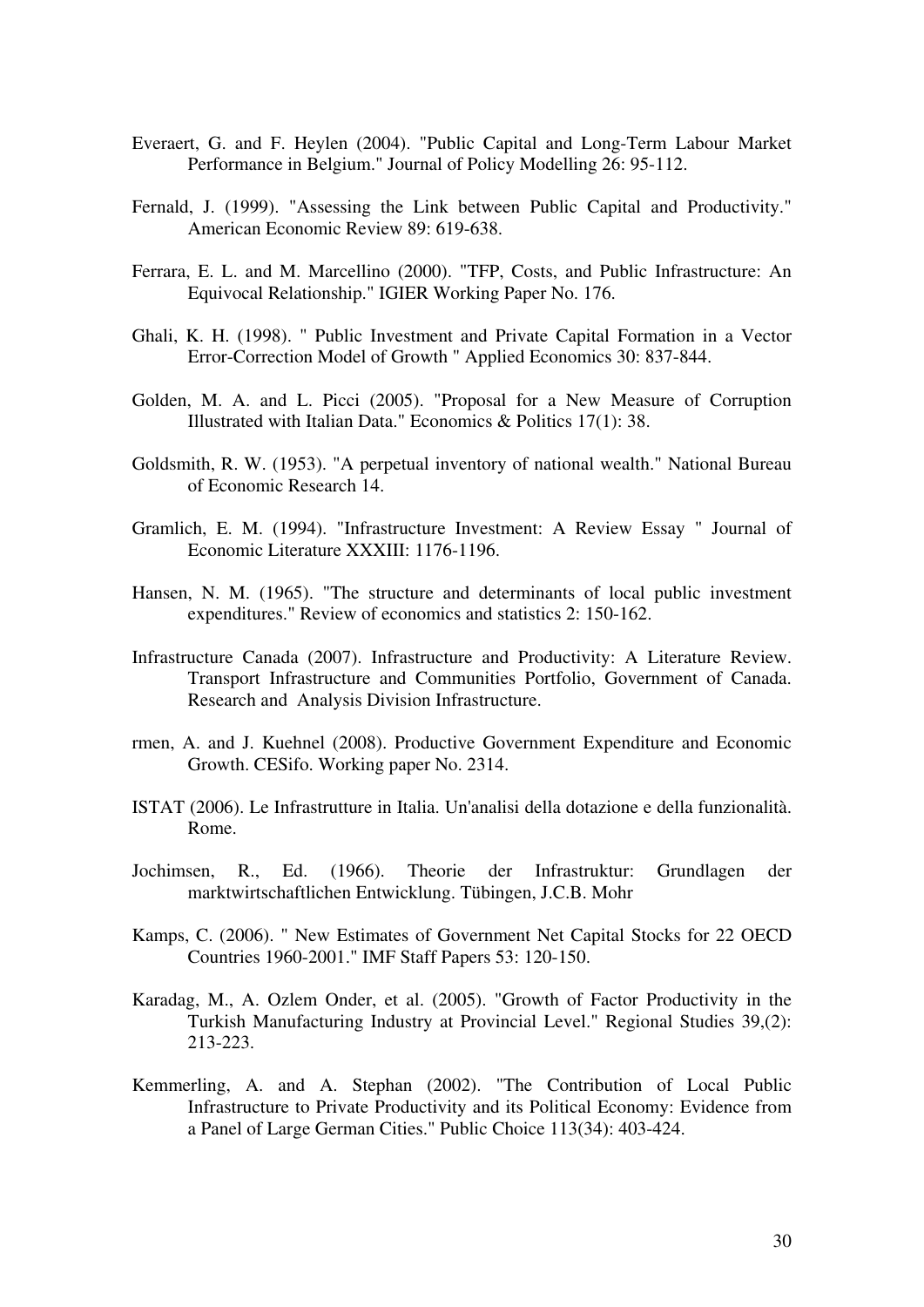Everaert, G. and F. Heylen (2004). "Public Capital and Long-Term Labour Market Performance in Belgium." Journal of Policy Modelling 26: 95-112.

Fernald, J. (1999). "Assessing the Link between Public Capital and Productivity." American Economic Review 89: 619-638.

Ferrara, E. L. and M. Marcellino (2000). "TFP, Costs, and Public Infrastructure: An Equivocal Relationship." IGIER Working Paper No. 176.

Ghali, K. H. (1998). " Public Investment and Private Capital Formation in a Vector Error-Correction Model of Growth " Applied Economics 30: 837-844.

Golden, M. A. and L. Picci (2005). "Proposal for a New Measure of Corruption Illustrated with Italian Data." Economics & Politics 17(1): 38.

Goldsmith, R. W. (1953). "A perpetual inventory of national wealth." National Bureau of Economic Research 14.

Gramlich, E. M. (1994). "Infrastructure Investment: A Review Essay " Journal of Economic Literature XXXIII: 1176-1196.

Hansen, N. M. (1965). "The structure and determinants of local public investment expenditures." Review of economics and statistics 2: 150-162.

Infrastructure Canada (2007). Infrastructure and Productivity: A Literature Review. Transport Infrastructure and Communities Portfolio, Government of Canada. Research and Analysis Division Infrastructure.

rmen, A. and J. Kuehnel (2008). Productive Government Expenditure and Economic Growth. CESifo. Working paper No. 2314.

ISTAT (2006). Le Infrastrutture in Italia. Un'analisi della dotazione e della funzionalità. Rome.

Jochimsen, R., Ed. (1966). Theorie der Infrastruktur: Grundlagen der marktwirtschaftlichen Entwicklung. Tübingen, J.C.B. Mohr

Kamps, C. (2006). " New Estimates of Government Net Capital Stocks for 22 OECD Countries 1960-2001." IMF Staff Papers 53: 120-150.

Karadag, M., A. Ozlem Onder, et al. (2005). "Growth of Factor Productivity in the Turkish Manufacturing Industry at Provincial Level." Regional Studies 39,(2): 213-223.

Kemmerling, A. and A. Stephan (2002). "The Contribution of Local Public Infrastructure to Private Productivity and its Political Economy: Evidence from a Panel of Large German Cities." Public Choice 113(34): 403-424.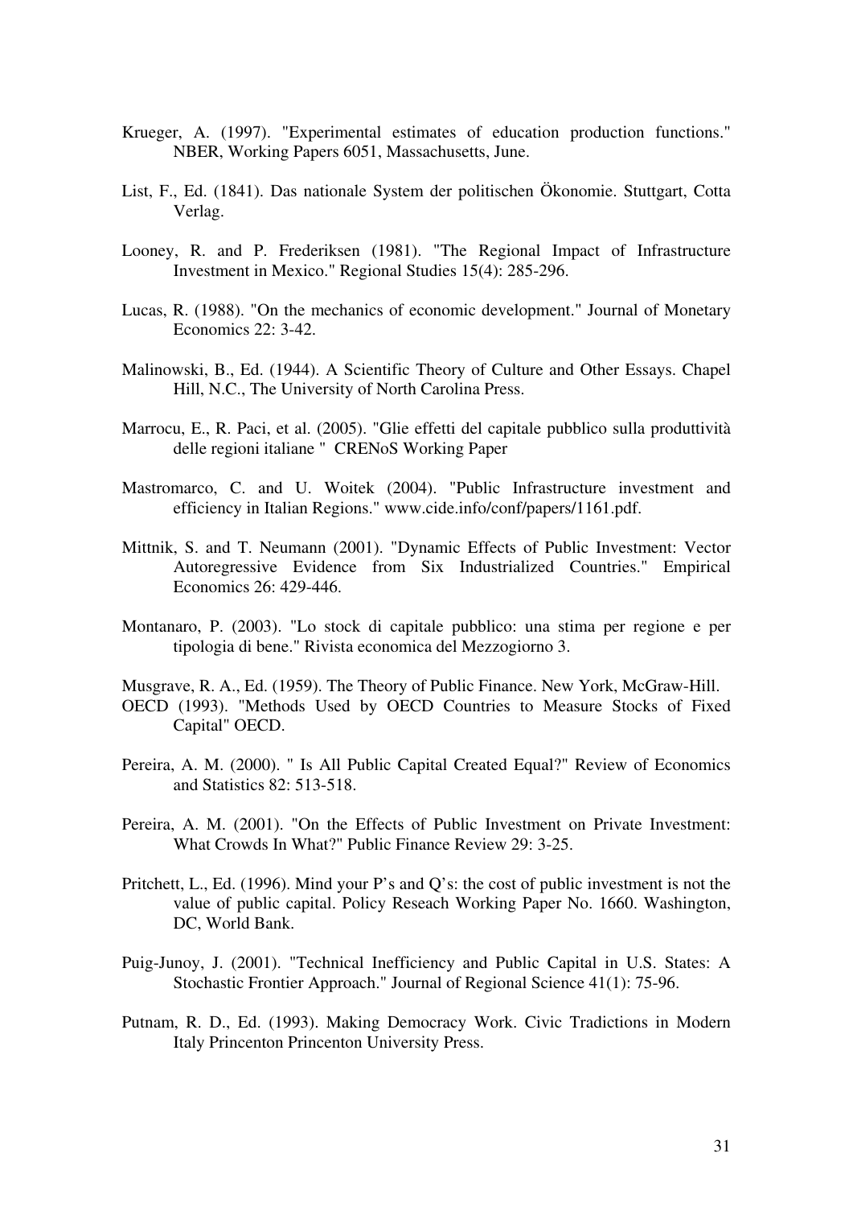Krueger, A. (1997). "Experimental estimates of education production functions." NBER, Working Papers 6051, Massachusetts, June.

List, F., Ed. (1841). Das nationale System der politischen Ökonomie. Stuttgart, Cotta Verlag.

Looney, R. and P. Frederiksen (1981). "The Regional Impact of Infrastructure Investment in Mexico." Regional Studies 15(4): 285-296.

Lucas, R. (1988). "On the mechanics of economic development." Journal of Monetary Economics 22: 3-42.

Malinowski, B., Ed. (1944). A Scientific Theory of Culture and Other Essays. Chapel Hill, N.C., The University of North Carolina Press.

Marrocu, E., R. Paci, et al. (2005). "Glie effetti del capitale pubblico sulla produttività delle regioni italiane " CRENoS Working Paper

Mastromarco, C. and U. Woitek (2004). "Public Infrastructure investment and efficiency in Italian Regions." www.cide.info/conf/papers/1161.pdf.

Mittnik, S. and T. Neumann (2001). "Dynamic Effects of Public Investment: Vector Autoregressive Evidence from Six Industrialized Countries." Empirical Economics 26: 429-446.

Montanaro, P. (2003). "Lo stock di capitale pubblico: una stima per regione e per tipologia di bene." Rivista economica del Mezzogiorno 3.

Musgrave, R. A., Ed. (1959). The Theory of Public Finance. New York, McGraw-Hill.

OECD (1993). "Methods Used by OECD Countries to Measure Stocks of Fixed Capital" OECD.

Pereira, A. M. (2000). " Is All Public Capital Created Equal?" Review of Economics and Statistics 82: 513-518.

Pereira, A. M. (2001). "On the Effects of Public Investment on Private Investment: What Crowds In What?" Public Finance Review 29: 3-25.

Pritchett, L., Ed. (1996). Mind your P's and Q's: the cost of public investment is not the value of public capital. Policy Reseach Working Paper No. 1660. Washington, DC, World Bank.

Puig-Junoy, J. (2001). "Technical Inefficiency and Public Capital in U.S. States: A Stochastic Frontier Approach." Journal of Regional Science 41(1): 75-96.

Putnam, R. D., Ed. (1993). Making Democracy Work. Civic Tradictions in Modern Italy Princenton Princenton University Press.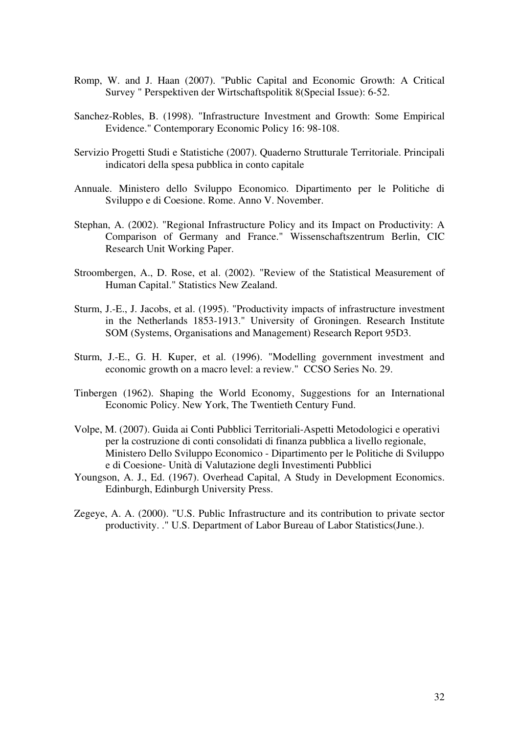Romp, W. and J. Haan (2007). "Public Capital and Economic Growth: A Critical Survey " Perspektiven der Wirtschaftspolitik 8(Special Issue): 6-52.

Sanchez-Robles, B. (1998). "Infrastructure Investment and Growth: Some Empirical Evidence." Contemporary Economic Policy 16: 98-108.

Servizio Progetti Studi e Statistiche (2007). Quaderno Strutturale Territoriale. Principali indicatori della spesa pubblica in conto capitale

Annuale. Ministero dello Sviluppo Economico. Dipartimento per le Politiche di Sviluppo e di Coesione. Rome. Anno V. November.

Stephan, A. (2002). "Regional Infrastructure Policy and its Impact on Productivity: A Comparison of Germany and France." Wissenschaftszentrum Berlin, CIC Research Unit Working Paper.

Stroombergen, A., D. Rose, et al. (2002). "Review of the Statistical Measurement of Human Capital." Statistics New Zealand.

Sturm, J.-E., J. Jacobs, et al. (1995). "Productivity impacts of infrastructure investment in the Netherlands 1853-1913." University of Groningen. Research Institute SOM (Systems, Organisations and Management) Research Report 95D3.

Sturm, J.-E., G. H. Kuper, et al. (1996). "Modelling government investment and economic growth on a macro level: a review." CCSO Series No. 29.

Tinbergen (1962). Shaping the World Economy, Suggestions for an International Economic Policy. New York, The Twentieth Century Fund.

Volpe, M. (2007). Guida ai Conti Pubblici Territoriali-Aspetti Metodologici e operativi per la costruzione di conti consolidati di finanza pubblica a livello regionale, Ministero Dello Sviluppo Economico - Dipartimento per le Politiche di Sviluppo e di Coesione- Unità di Valutazione degli Investimenti Pubblici

Youngson, A. J., Ed. (1967). Overhead Capital, A Study in Development Economics. Edinburgh, Edinburgh University Press.

Zegeye, A. A. (2000). "U.S. Public Infrastructure and its contribution to private sector productivity. ." U.S. Department of Labor Bureau of Labor Statistics(June.).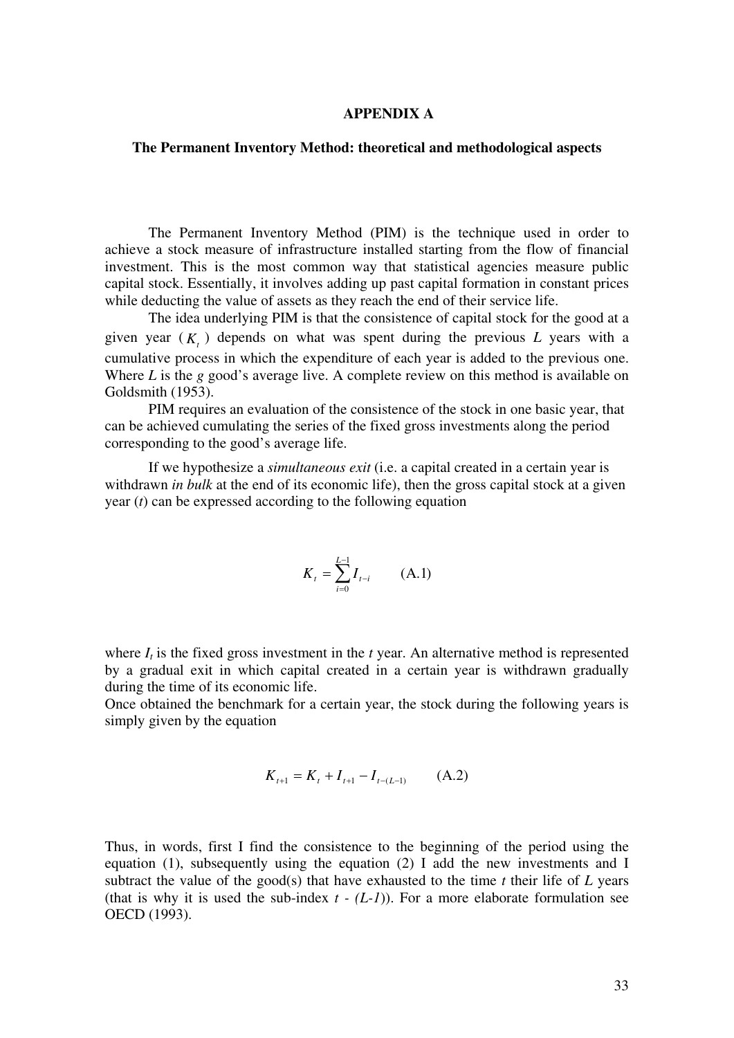# APPENDIX A

## The Permanent Inventory Method: theoretical and methodological aspects

The Permanent Inventory Method (PIM) is the technique used in order to achieve a stock measure of infrastructure installed starting from the flow of financial investment. This is the most common way that statistical agencies measure public capital stock. Essentially, it involves adding up past capital formation in constant prices while deducting the value of assets as they reach the end of their service life.

The idea underlying PIM is that the consistence of capital stock for the good at a given year ($K_t$) depends on what was spent during the previous $L$ years with a cumulative process in which the expenditure of each year is added to the previous one. Where $L$ is the $g$ good's average live. A complete review on this method is available on Goldsmith (1953).

PIM requires an evaluation of the consistence of the stock in one basic year, that can be achieved cumulating the series of the fixed gross investments along the period corresponding to the good's average life.

If we hypothesize a *simultaneous exit* (i.e. a capital created in a certain year is withdrawn *in bulk* at the end of its economic life), then the gross capital stock at a given year ($t$) can be expressed according to the following equation

$$K_t = \sum_{i=0}^{L-1} I_{t-i} \qquad \text{(A.1)}$$

where $I_t$ is the fixed gross investment in the $t$ year. An alternative method is represented by a gradual exit in which capital created in a certain year is withdrawn gradually during the time of its economic life.

Once obtained the benchmark for a certain year, the stock during the following years is simply given by the equation

$$K_{t+1} = K_t + I_{t+1} - I_{t-(L-1)} \qquad \text{(A.2)}$$

Thus, in words, first I find the consistence to the beginning of the period using the equation (1), subsequently using the equation (2) I add the new investments and I subtract the value of the good(s) that have exhausted to the time $t$ their life of $L$ years (that is why it is used the sub-index $t - (L-1)$). For a more elaborate formulation see OECD (1993).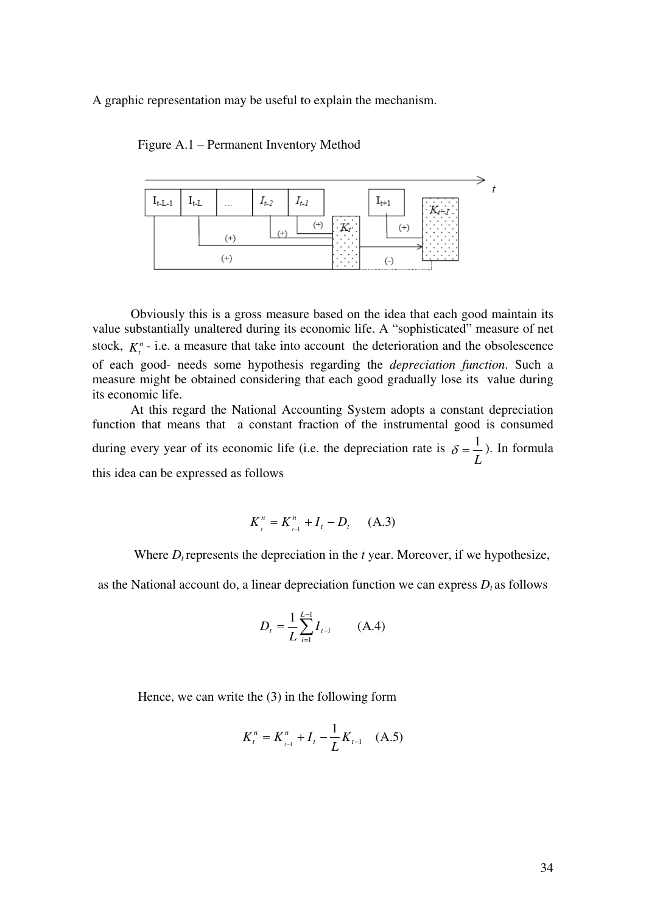A graphic representation may be useful to explain the mechanism.

Figure A.1 – Permanent Inventory Method

t

$I_{t-L-1}$ $I_{t-L}$ … $I_{t-2}$ $I_{t-1}$ $K_t$ $I_{t+1}$ $K_{t+1}$

(+) (+) (+) (+) (+) (-)

Obviously this is a gross measure based on the idea that each good maintain its value substantially unaltered during its economic life. A “sophisticated” measure of net stock, $K_t^n$ - i.e. a measure that take into account the deterioration and the obsolescence of each good- needs some hypothesis regarding the *depreciation function*. Such a measure might be obtained considering that each good gradually lose its value during its economic life.

At this regard the National Accounting System adopts a constant depreciation function that means that a constant fraction of the instrumental good is consumed during every year of its economic life (i.e. the depreciation rate is $\delta = \frac{1}{L}$). In formula this idea can be expressed as follows

$$K_t^n = K_{t-1}^n + I_t - D_t \qquad \text{(A.3)}$$

Where $D_t$ represents the depreciation in the *t* year. Moreover, if we hypothesize, as the National account do, a linear depreciation function we can express $D_t$ as follows

$$D_t = \frac{1}{L}\sum_{i=1}^{L-1} I_{t-i} \qquad \text{(A.4)}$$

Hence, we can write the (3) in the following form

$$K_t^n = K_{t-1}^n + I_t - \frac{1}{L}K_{t-1} \qquad \text{(A.5)}$$